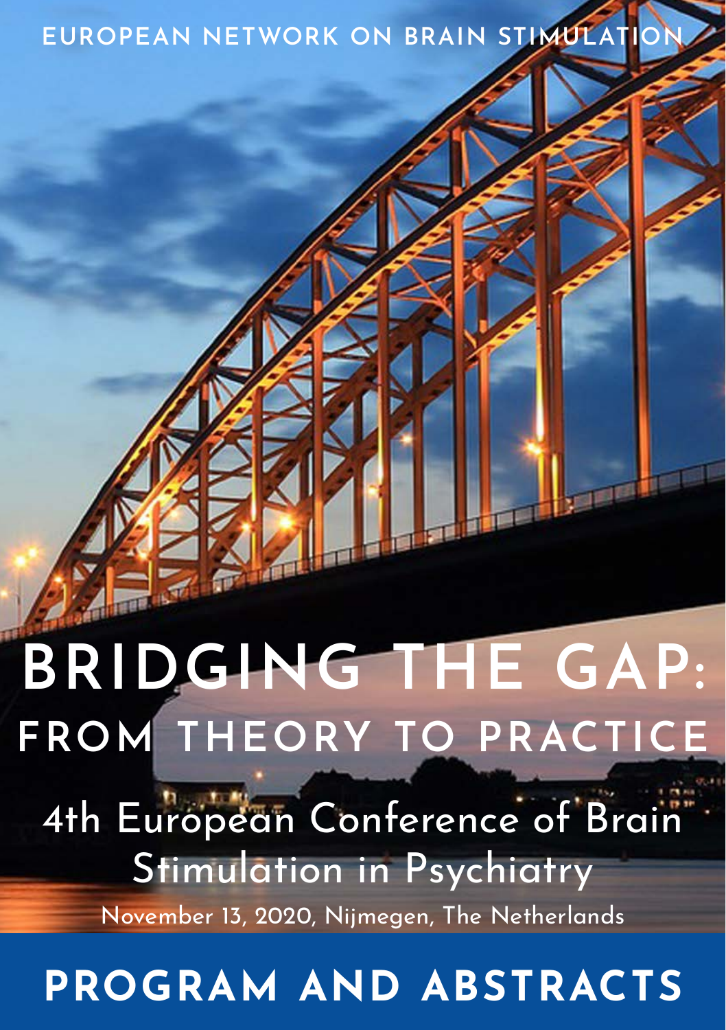EUROPEAN NETWORK ON BRAIN STIMULATION

# BRIDGING THE GAP: FROM THEORY TO PRACTICE

## 4th European Conference of Brain Stimulation in Psychiatry

November 13, 2020, Nijmegen, The Netherlands

# PROGRAM AND ABSTRACTS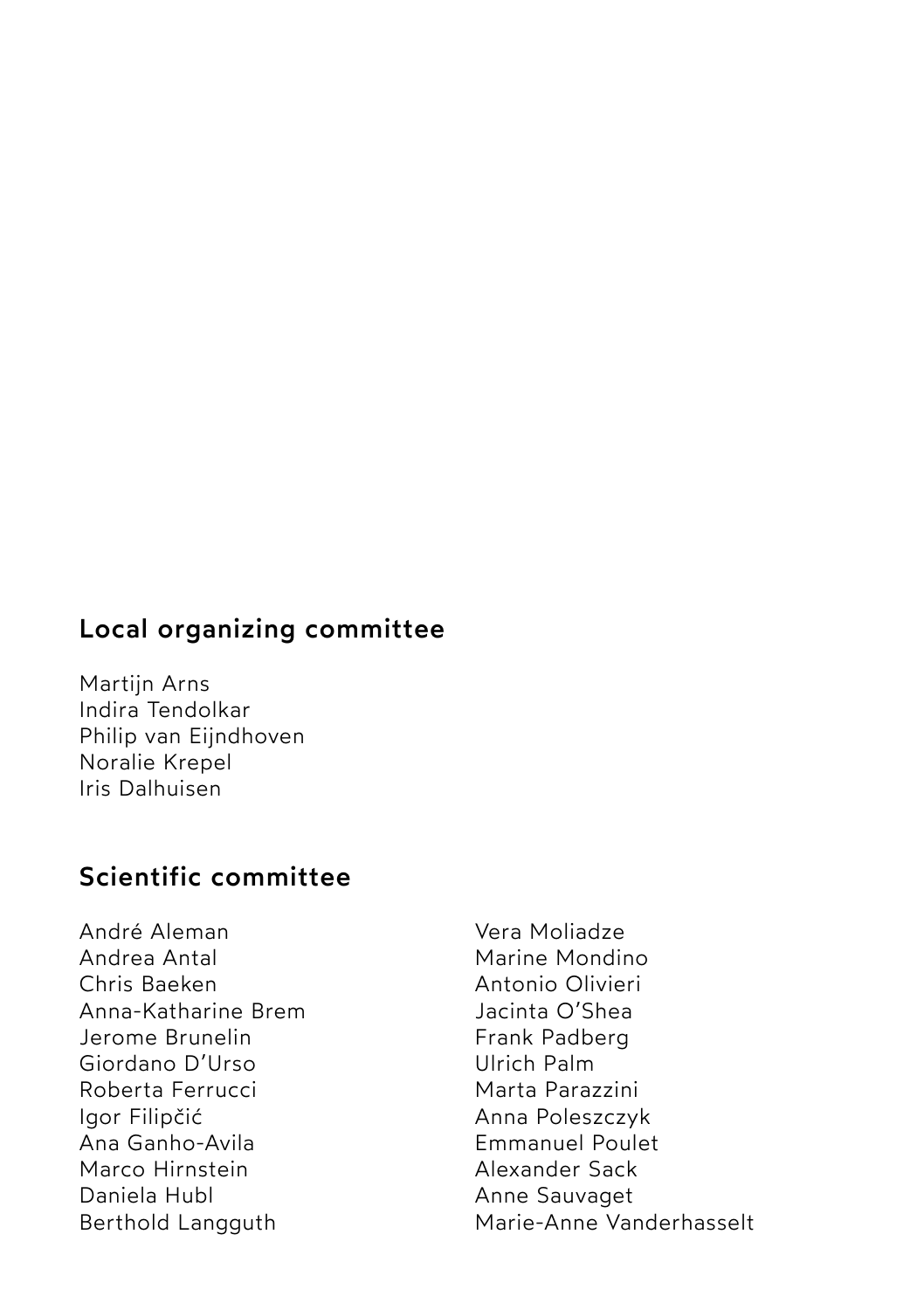## Local organizing committee

Martijn Arns
Indira Tendolkar
Philip van Eijndhoven
Noralie Krepel
Iris Dalhuisen

## Scientific committee

André Aleman
Andrea Antal
Chris Baeken
Anna-Katharine Brem
Jerome Brunelin
Giordano D'Urso
Roberta Ferrucci
Igor Filipčić
Ana Ganho-Avila
Marco Hirnstein
Daniela Hubl
Berthold Langguth
Vera Moliadze
Marine Mondino
Antonio Olivieri
Jacinta O'Shea
Frank Padberg
Ulrich Palm
Marta Parazzini
Anna Poleszczyk
Emmanuel Poulet
Alexander Sack
Anne Sauvaget
Marie-Anne Vanderhasselt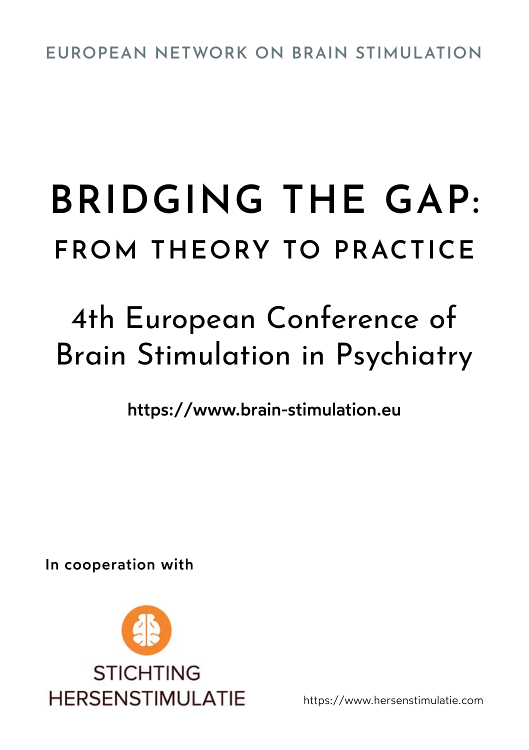EUROPEAN NETWORK ON BRAIN STIMULATION

# BRIDGING THE GAP:

## FROM THEORY TO PRACTICE

## 4th European Conference of Brain Stimulation in Psychiatry

**https://www.brain-stimulation.eu**

**In cooperation with**

STICHTING HERSENSTIMULATIE

https://www.hersenstimulatie.com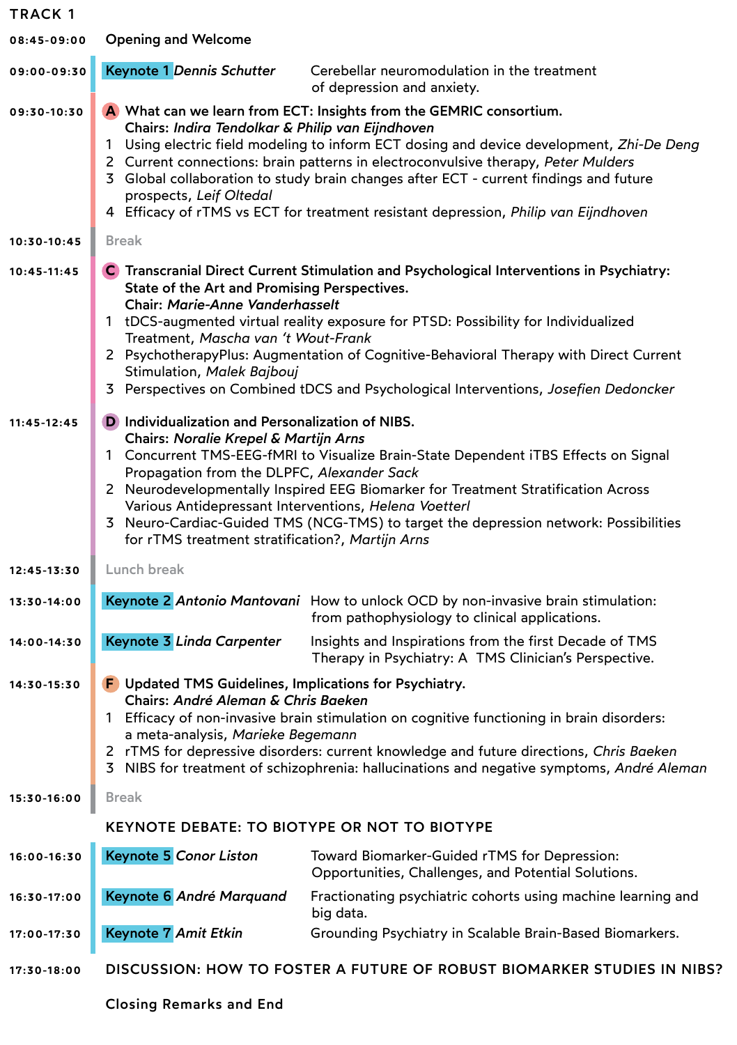# TRACK 1

**08:45-09:00** Opening and Welcome

**09:00-09:30** **Keynote 1** *Dennis Schutter* — Cerebellar neuromodulation in the treatment of depression and anxiety.

**09:30-10:30** **A What can we learn from ECT: Insights from the GEMRIC consortium.**
**Chairs:** ***Indira Tendolkar & Philip van Eijndhoven***

1. Using electric field modeling to inform ECT dosing and device development, *Zhi-De Deng*
2. Current connections: brain patterns in electroconvulsive therapy, *Peter Mulders*
3. Global collaboration to study brain changes after ECT - current findings and future prospects, *Leif Oltedal*
4. Efficacy of rTMS vs ECT for treatment resistant depression, *Philip van Eijndhoven*

**10:30-10:45** Break

**10:45-11:45** **C Transcranial Direct Current Stimulation and Psychological Interventions in Psychiatry: State of the Art and Promising Perspectives.**
**Chair:** ***Marie-Anne Vanderhasselt***

1. tDCS-augmented virtual reality exposure for PTSD: Possibility for Individualized Treatment, *Mascha van 't Wout-Frank*
2. PsychotherapyPlus: Augmentation of Cognitive-Behavioral Therapy with Direct Current Stimulation, *Malek Bajbouj*
3. Perspectives on Combined tDCS and Psychological Interventions, *Josefien Dedoncker*

**11:45-12:45** **D Individualization and Personalization of NIBS.**
**Chairs:** ***Noralie Krepel & Martijn Arns***

1. Concurrent TMS-EEG-fMRI to Visualize Brain-State Dependent iTBS Effects on Signal Propagation from the DLPFC, *Alexander Sack*
2. Neurodevelopmentally Inspired EEG Biomarker for Treatment Stratification Across Various Antidepressant Interventions, *Helena Voetterl*
3. Neuro-Cardiac-Guided TMS (NCG-TMS) to target the depression network: Possibilities for rTMS treatment stratification?, *Martijn Arns*

**12:45-13:30** Lunch break

**13:30-14:00** **Keynote 2** *Antonio Mantovani* — How to unlock OCD by non-invasive brain stimulation: from pathophysiology to clinical applications.

**14:00-14:30** **Keynote 3** *Linda Carpenter* — Insights and Inspirations from the first Decade of TMS Therapy in Psychiatry: A TMS Clinician's Perspective.

**14:30-15:30** **F Updated TMS Guidelines, Implications for Psychiatry.**
**Chairs:** ***André Aleman & Chris Baeken***

1. Efficacy of non-invasive brain stimulation on cognitive functioning in brain disorders: a meta-analysis, *Marieke Begemann*
2. rTMS for depressive disorders: current knowledge and future directions, *Chris Baeken*
3. NIBS for treatment of schizophrenia: hallucinations and negative symptoms, *André Aleman*

**15:30-16:00** Break

## KEYNOTE DEBATE: TO BIOTYPE OR NOT TO BIOTYPE

**16:00-16:30** **Keynote 5** *Conor Liston* — Toward Biomarker-Guided rTMS for Depression: Opportunities, Challenges, and Potential Solutions.

**16:30-17:00** **Keynote 6** *André Marquand* — Fractionating psychiatric cohorts using machine learning and big data.

**17:00-17:30** **Keynote 7** *Amit Etkin* — Grounding Psychiatry in Scalable Brain-Based Biomarkers.

**17:30-18:00** DISCUSSION: HOW TO FOSTER A FUTURE OF ROBUST BIOMARKER STUDIES IN NIBS?

Closing Remarks and End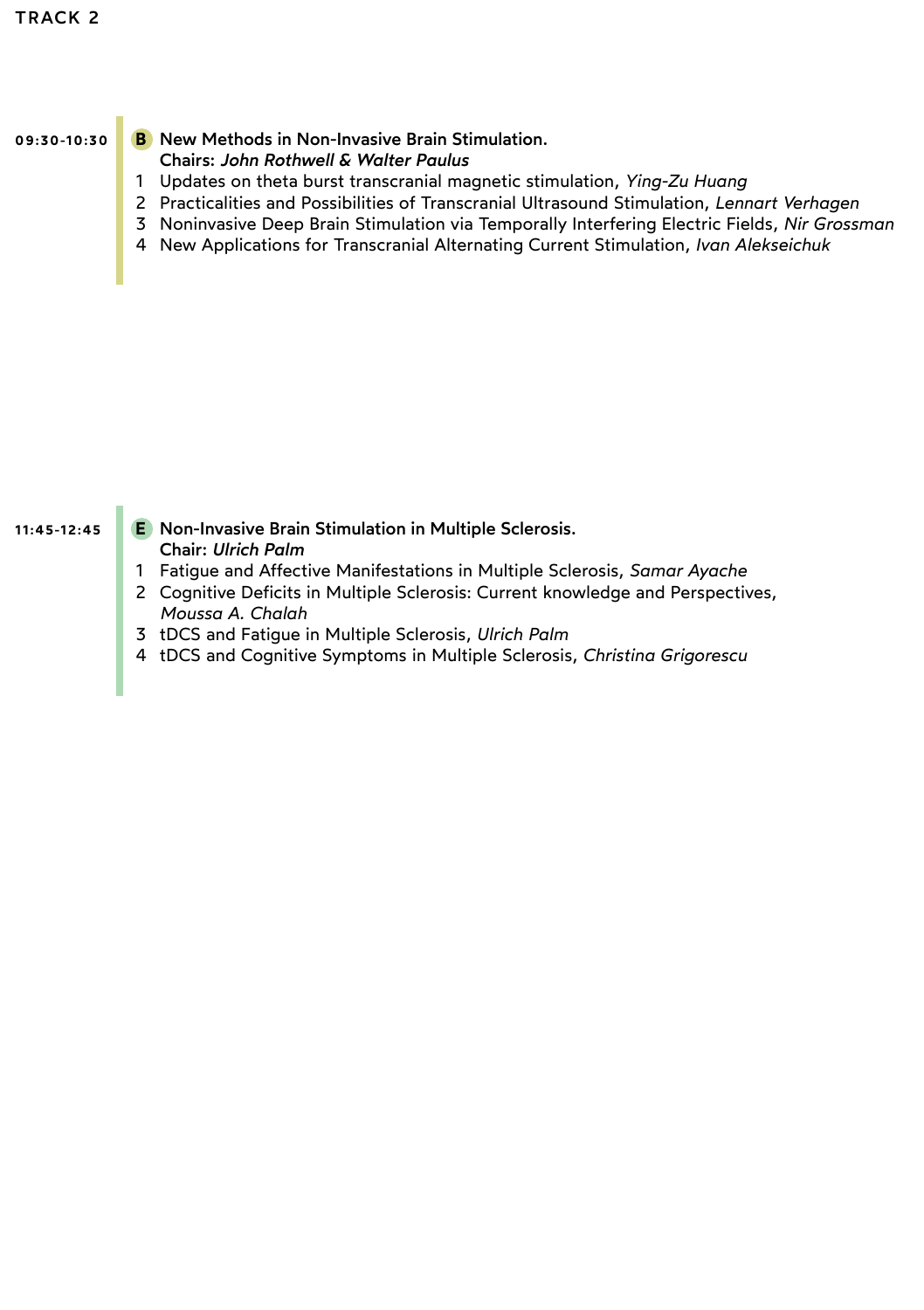# TRACK 2

**09:30-10:30**

**B New Methods in Non-Invasive Brain Stimulation.**
**Chairs: *John Rothwell & Walter Paulus***

1. Updates on theta burst transcranial magnetic stimulation, *Ying-Zu Huang*
2. Practicalities and Possibilities of Transcranial Ultrasound Stimulation, *Lennart Verhagen*
3. Noninvasive Deep Brain Stimulation via Temporally Interfering Electric Fields, *Nir Grossman*
4. New Applications for Transcranial Alternating Current Stimulation, *Ivan Alekseichuk*

**11:45-12:45**

**E Non-Invasive Brain Stimulation in Multiple Sclerosis.**
**Chair: *Ulrich Palm***

1. Fatigue and Affective Manifestations in Multiple Sclerosis, *Samar Ayache*
2. Cognitive Deficits in Multiple Sclerosis: Current knowledge and Perspectives, *Moussa A. Chalah*
3. tDCS and Fatigue in Multiple Sclerosis, *Ulrich Palm*
4. tDCS and Cognitive Symptoms in Multiple Sclerosis, *Christina Grigorescu*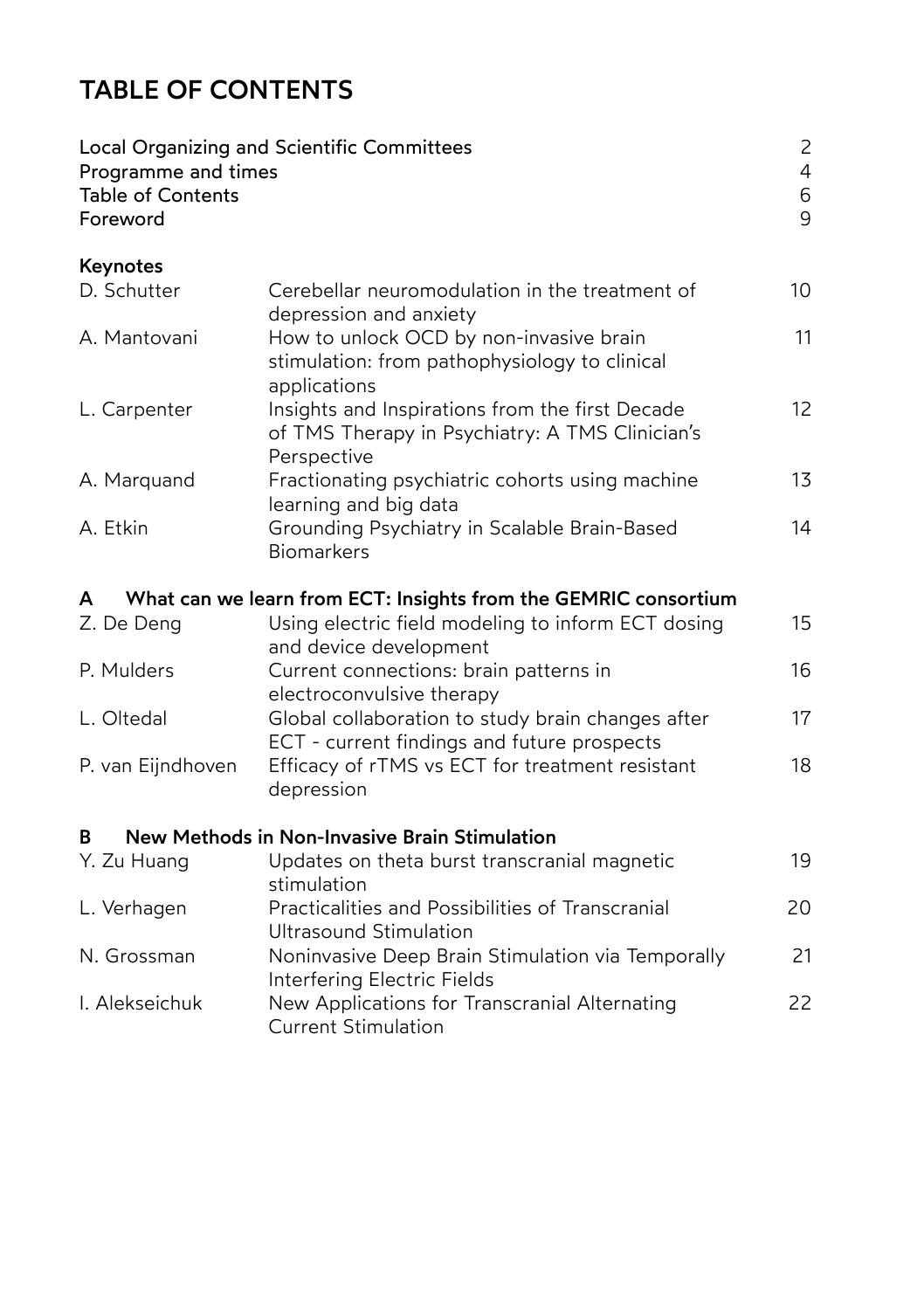# TABLE OF CONTENTS

| | |
|---|---|
| Local Organizing and Scientific Committees | 2 |
| Programme and times | 4 |
| Table of Contents | 6 |
| Foreword | 9 |

## Keynotes

| | | |
|---|---|---|
| D. Schutter | Cerebellar neuromodulation in the treatment of depression and anxiety | 10 |
| A. Mantovani | How to unlock OCD by non-invasive brain stimulation: from pathophysiology to clinical applications | 11 |
| L. Carpenter | Insights and Inspirations from the first Decade of TMS Therapy in Psychiatry: A TMS Clinician's Perspective | 12 |
| A. Marquand | Fractionating psychiatric cohorts using machine learning and big data | 13 |
| A. Etkin | Grounding Psychiatry in Scalable Brain-Based Biomarkers | 14 |

## A What can we learn from ECT: Insights from the GEMRIC consortium

| | | |
|---|---|---|
| Z. De Deng | Using electric field modeling to inform ECT dosing and device development | 15 |
| P. Mulders | Current connections: brain patterns in electroconvulsive therapy | 16 |
| L. Oltedal | Global collaboration to study brain changes after ECT - current findings and future prospects | 17 |
| P. van Eijndhoven | Efficacy of rTMS vs ECT for treatment resistant depression | 18 |

## B New Methods in Non-Invasive Brain Stimulation

| | | |
|---|---|---|
| Y. Zu Huang | Updates on theta burst transcranial magnetic stimulation | 19 |
| L. Verhagen | Practicalities and Possibilities of Transcranial Ultrasound Stimulation | 20 |
| N. Grossman | Noninvasive Deep Brain Stimulation via Temporally Interfering Electric Fields | 21 |
| I. Alekseichuk | New Applications for Transcranial Alternating Current Stimulation | 22 |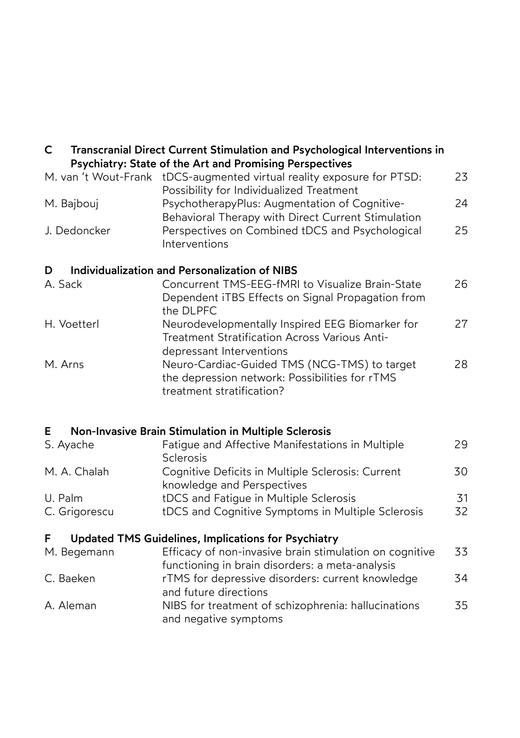## C Transcranial Direct Current Stimulation and Psychological Interventions in Psychiatry: State of the Art and Promising Perspectives

| | | |
|---|---|---|
| M. van 't Wout-Frank | tDCS-augmented virtual reality exposure for PTSD: Possibility for Individualized Treatment | 23 |
| M. Bajbouj | PsychotherapyPlus: Augmentation of Cognitive-Behavioral Therapy with Direct Current Stimulation | 24 |
| J. Dedoncker | Perspectives on Combined tDCS and Psychological Interventions | 25 |

## D Individualization and Personalization of NIBS

| | | |
|---|---|---|
| A. Sack | Concurrent TMS-EEG-fMRI to Visualize Brain-State Dependent iTBS Effects on Signal Propagation from the DLPFC | 26 |
| H. Voetterl | Neurodevelopmentally Inspired EEG Biomarker for Treatment Stratification Across Various Anti-depressant Interventions | 27 |
| M. Arns | Neuro-Cardiac-Guided TMS (NCG-TMS) to target the depression network: Possibilities for rTMS treatment stratification? | 28 |

## E Non-Invasive Brain Stimulation in Multiple Sclerosis

| | | |
|---|---|---|
| S. Ayache | Fatigue and Affective Manifestations in Multiple Sclerosis | 29 |
| M. A. Chalah | Cognitive Deficits in Multiple Sclerosis: Current knowledge and Perspectives | 30 |
| U. Palm | tDCS and Fatigue in Multiple Sclerosis | 31 |
| C. Grigorescu | tDCS and Cognitive Symptoms in Multiple Sclerosis | 32 |

## F Updated TMS Guidelines, Implications for Psychiatry

| | | |
|---|---|---|
| M. Begemann | Efficacy of non-invasive brain stimulation on cognitive functioning in brain disorders: a meta-analysis | 33 |
| C. Baeken | rTMS for depressive disorders: current knowledge and future directions | 34 |
| A. Aleman | NIBS for treatment of schizophrenia: hallucinations and negative symptoms | 35 |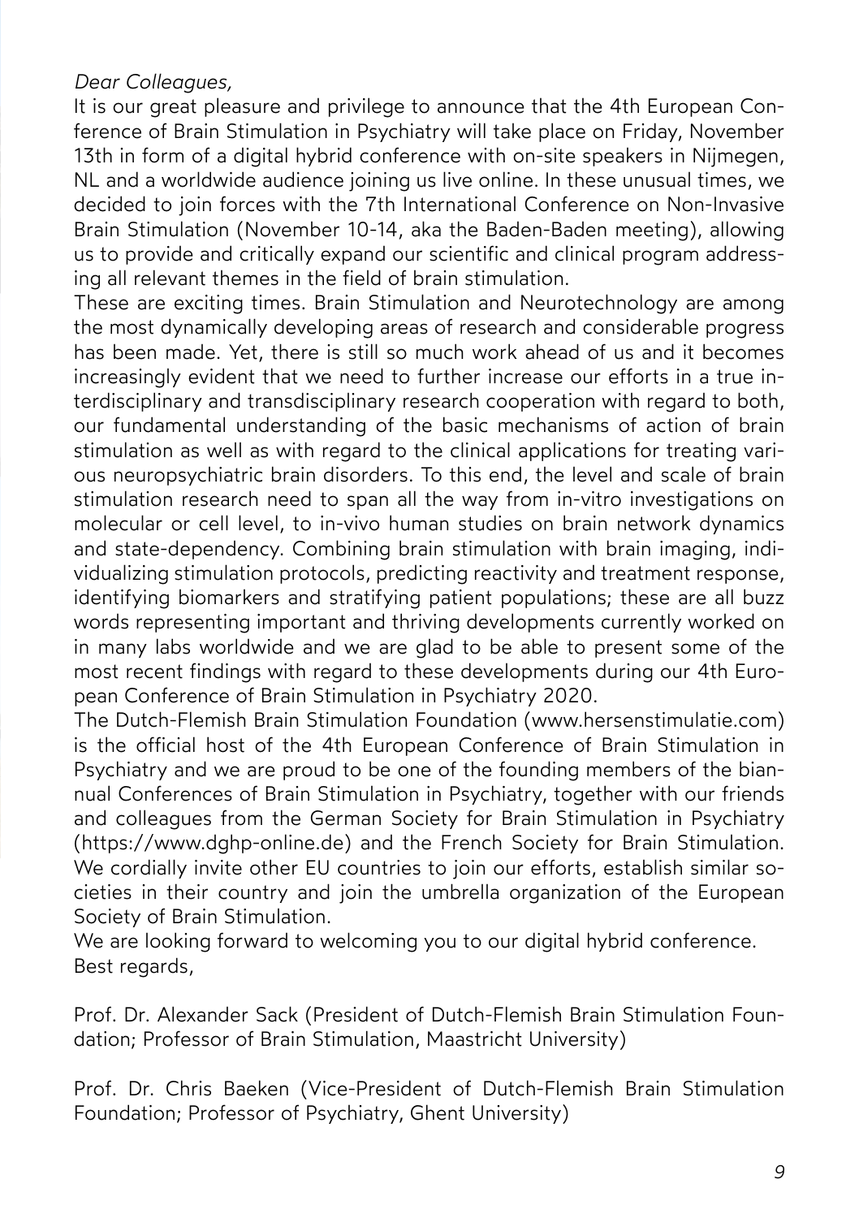*Dear Colleagues,*

It is our great pleasure and privilege to announce that the 4th European Conference of Brain Stimulation in Psychiatry will take place on Friday, November 13th in form of a digital hybrid conference with on-site speakers in Nijmegen, NL and a worldwide audience joining us live online. In these unusual times, we decided to join forces with the 7th International Conference on Non-Invasive Brain Stimulation (November 10-14, aka the Baden-Baden meeting), allowing us to provide and critically expand our scientific and clinical program addressing all relevant themes in the field of brain stimulation.

These are exciting times. Brain Stimulation and Neurotechnology are among the most dynamically developing areas of research and considerable progress has been made. Yet, there is still so much work ahead of us and it becomes increasingly evident that we need to further increase our efforts in a true interdisciplinary and transdisciplinary research cooperation with regard to both, our fundamental understanding of the basic mechanisms of action of brain stimulation as well as with regard to the clinical applications for treating various neuropsychiatric brain disorders. To this end, the level and scale of brain stimulation research need to span all the way from in-vitro investigations on molecular or cell level, to in-vivo human studies on brain network dynamics and state-dependency. Combining brain stimulation with brain imaging, individualizing stimulation protocols, predicting reactivity and treatment response, identifying biomarkers and stratifying patient populations; these are all buzz words representing important and thriving developments currently worked on in many labs worldwide and we are glad to be able to present some of the most recent findings with regard to these developments during our 4th European Conference of Brain Stimulation in Psychiatry 2020.

The Dutch-Flemish Brain Stimulation Foundation (www.hersenstimulatie.com) is the official host of the 4th European Conference of Brain Stimulation in Psychiatry and we are proud to be one of the founding members of the biannual Conferences of Brain Stimulation in Psychiatry, together with our friends and colleagues from the German Society for Brain Stimulation in Psychiatry (https://www.dghp-online.de) and the French Society for Brain Stimulation. We cordially invite other EU countries to join our efforts, establish similar societies in their country and join the umbrella organization of the European Society of Brain Stimulation.

We are looking forward to welcoming you to our digital hybrid conference.
Best regards,

Prof. Dr. Alexander Sack (President of Dutch-Flemish Brain Stimulation Foundation; Professor of Brain Stimulation, Maastricht University)

Prof. Dr. Chris Baeken (Vice-President of Dutch-Flemish Brain Stimulation Foundation; Professor of Psychiatry, Ghent University)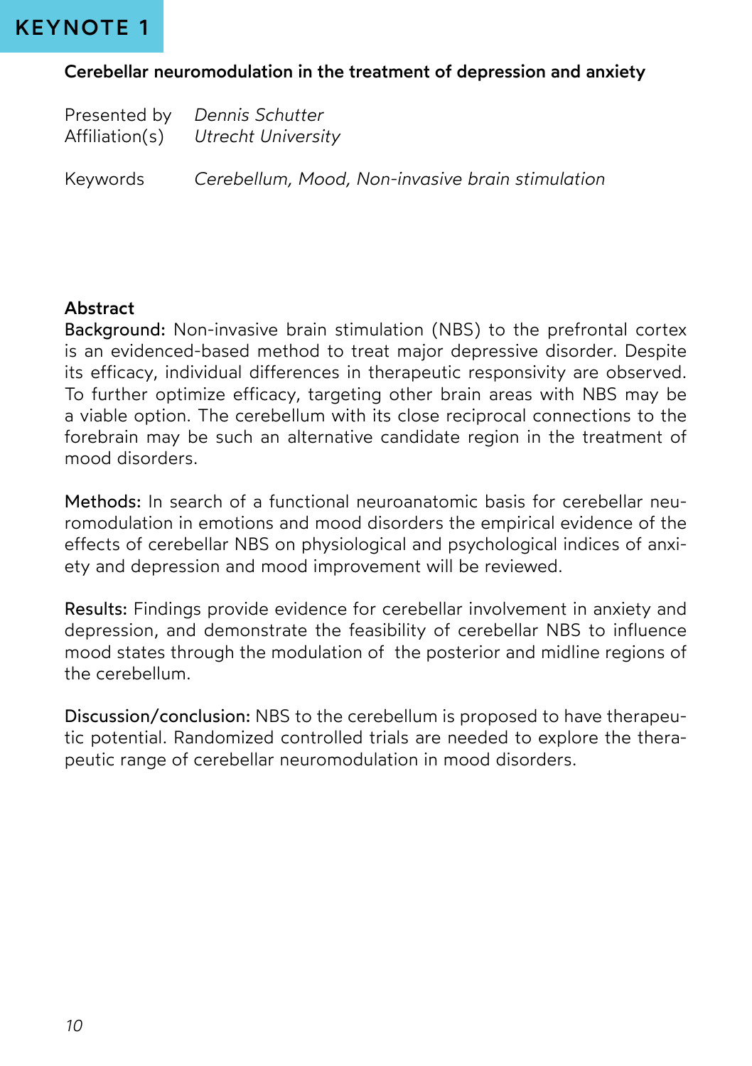# KEYNOTE 1

## Cerebellar neuromodulation in the treatment of depression and anxiety

Presented by *Dennis Schutter*
Affiliation(s) *Utrecht University*

Keywords *Cerebellum, Mood, Non-invasive brain stimulation*

### Abstract

**Background:** Non-invasive brain stimulation (NBS) to the prefrontal cortex is an evidenced-based method to treat major depressive disorder. Despite its efficacy, individual differences in therapeutic responsivity are observed. To further optimize efficacy, targeting other brain areas with NBS may be a viable option. The cerebellum with its close reciprocal connections to the forebrain may be such an alternative candidate region in the treatment of mood disorders.

**Methods:** In search of a functional neuroanatomic basis for cerebellar neuromodulation in emotions and mood disorders the empirical evidence of the effects of cerebellar NBS on physiological and psychological indices of anxiety and depression and mood improvement will be reviewed.

**Results:** Findings provide evidence for cerebellar involvement in anxiety and depression, and demonstrate the feasibility of cerebellar NBS to influence mood states through the modulation of the posterior and midline regions of the cerebellum.

**Discussion/conclusion:** NBS to the cerebellum is proposed to have therapeutic potential. Randomized controlled trials are needed to explore the therapeutic range of cerebellar neuromodulation in mood disorders.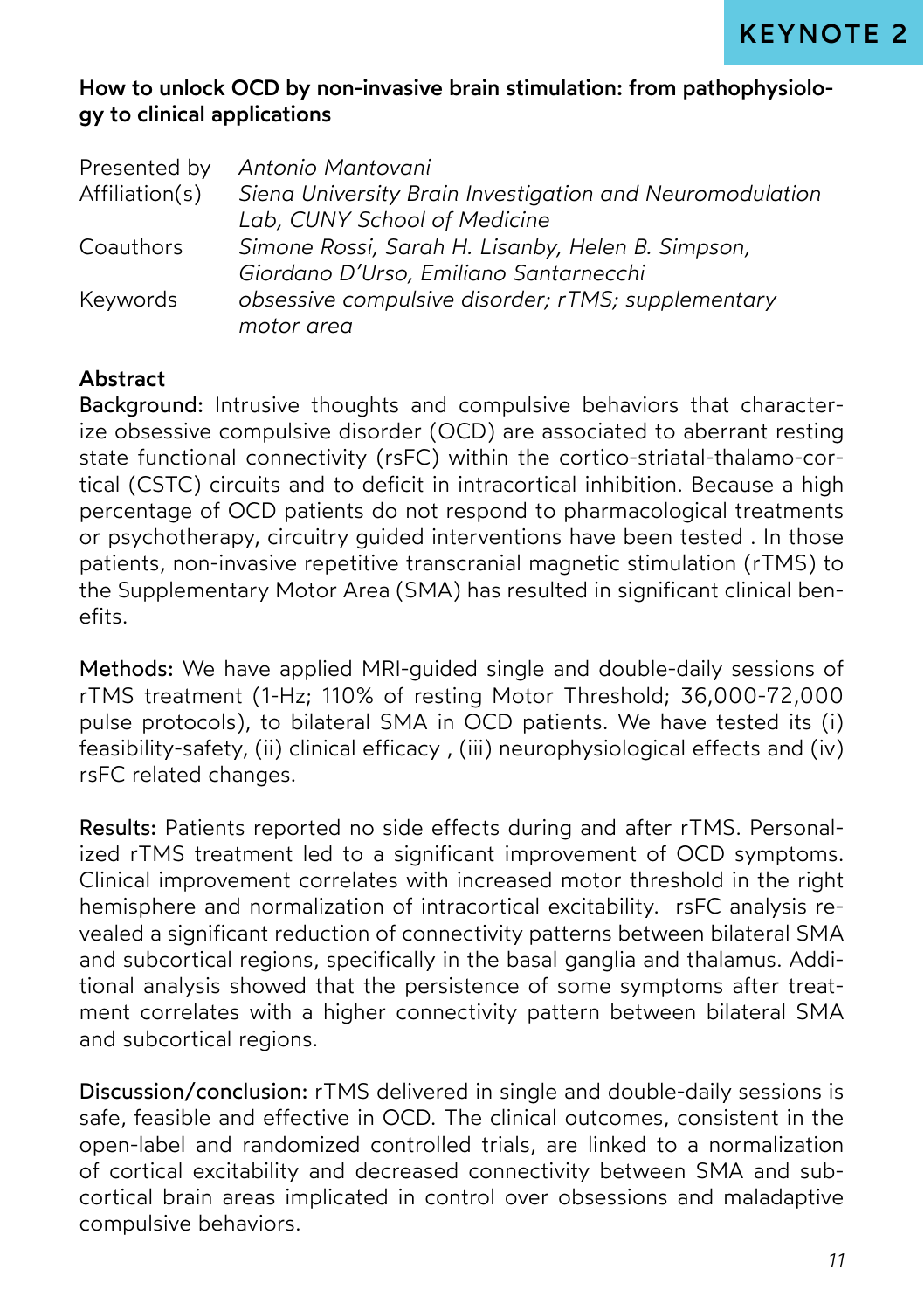## KEYNOTE 2

### How to unlock OCD by non-invasive brain stimulation: from pathophysiology to clinical applications

| | |
|---|---|
| Presented by | *Antonio Mantovani* |
| Affiliation(s) | *Siena University Brain Investigation and Neuromodulation Lab, CUNY School of Medicine* |
| Coauthors | *Simone Rossi, Sarah H. Lisanby, Helen B. Simpson, Giordano D'Urso, Emiliano Santarnecchi* |
| Keywords | *obsessive compulsive disorder; rTMS; supplementary motor area* |

**Abstract**

**Background:** Intrusive thoughts and compulsive behaviors that characterize obsessive compulsive disorder (OCD) are associated to aberrant resting state functional connectivity (rsFC) within the cortico-striatal-thalamo-cortical (CSTC) circuits and to deficit in intracortical inhibition. Because a high percentage of OCD patients do not respond to pharmacological treatments or psychotherapy, circuitry guided interventions have been tested . In those patients, non-invasive repetitive transcranial magnetic stimulation (rTMS) to the Supplementary Motor Area (SMA) has resulted in significant clinical benefits.

**Methods:** We have applied MRI-guided single and double-daily sessions of rTMS treatment (1-Hz; 110% of resting Motor Threshold; 36,000-72,000 pulse protocols), to bilateral SMA in OCD patients. We have tested its (i) feasibility-safety, (ii) clinical efficacy , (iii) neurophysiological effects and (iv) rsFC related changes.

**Results:** Patients reported no side effects during and after rTMS. Personalized rTMS treatment led to a significant improvement of OCD symptoms. Clinical improvement correlates with increased motor threshold in the right hemisphere and normalization of intracortical excitability. rsFC analysis revealed a significant reduction of connectivity patterns between bilateral SMA and subcortical regions, specifically in the basal ganglia and thalamus. Additional analysis showed that the persistence of some symptoms after treatment correlates with a higher connectivity pattern between bilateral SMA and subcortical regions.

**Discussion/conclusion:** rTMS delivered in single and double-daily sessions is safe, feasible and effective in OCD. The clinical outcomes, consistent in the open-label and randomized controlled trials, are linked to a normalization of cortical excitability and decreased connectivity between SMA and subcortical brain areas implicated in control over obsessions and maladaptive compulsive behaviors.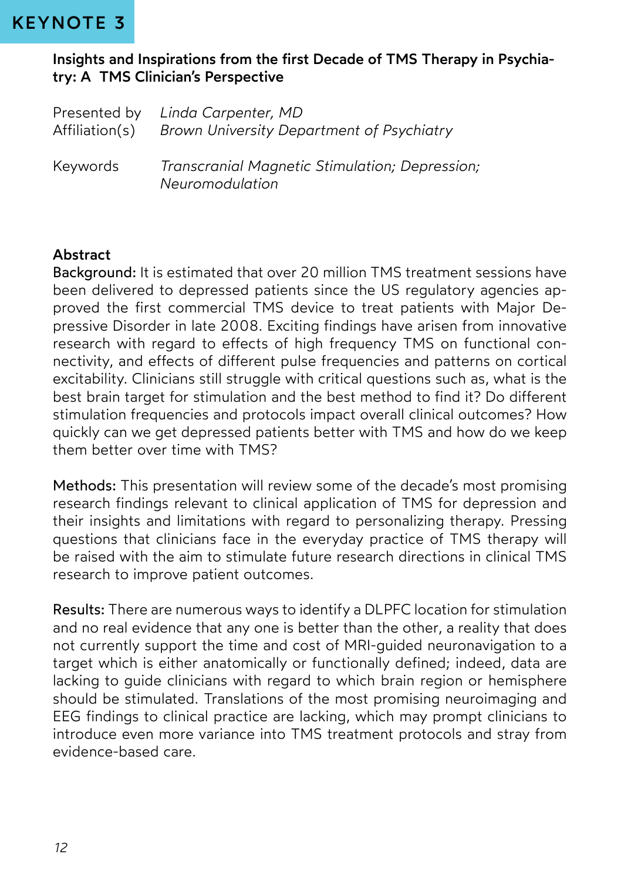# KEYNOTE 3

## Insights and Inspirations from the first Decade of TMS Therapy in Psychiatry: A TMS Clinician's Perspective

Presented by *Linda Carpenter, MD*
Affiliation(s) *Brown University Department of Psychiatry*

Keywords *Transcranial Magnetic Stimulation; Depression; Neuromodulation*

### Abstract

**Background:** It is estimated that over 20 million TMS treatment sessions have been delivered to depressed patients since the US regulatory agencies approved the first commercial TMS device to treat patients with Major Depressive Disorder in late 2008. Exciting findings have arisen from innovative research with regard to effects of high frequency TMS on functional connectivity, and effects of different pulse frequencies and patterns on cortical excitability. Clinicians still struggle with critical questions such as, what is the best brain target for stimulation and the best method to find it? Do different stimulation frequencies and protocols impact overall clinical outcomes? How quickly can we get depressed patients better with TMS and how do we keep them better over time with TMS?

**Methods:** This presentation will review some of the decade's most promising research findings relevant to clinical application of TMS for depression and their insights and limitations with regard to personalizing therapy. Pressing questions that clinicians face in the everyday practice of TMS therapy will be raised with the aim to stimulate future research directions in clinical TMS research to improve patient outcomes.

**Results:** There are numerous ways to identify a DLPFC location for stimulation and no real evidence that any one is better than the other, a reality that does not currently support the time and cost of MRI-guided neuronavigation to a target which is either anatomically or functionally defined; indeed, data are lacking to guide clinicians with regard to which brain region or hemisphere should be stimulated. Translations of the most promising neuroimaging and EEG findings to clinical practice are lacking, which may prompt clinicians to introduce even more variance into TMS treatment protocols and stray from evidence-based care.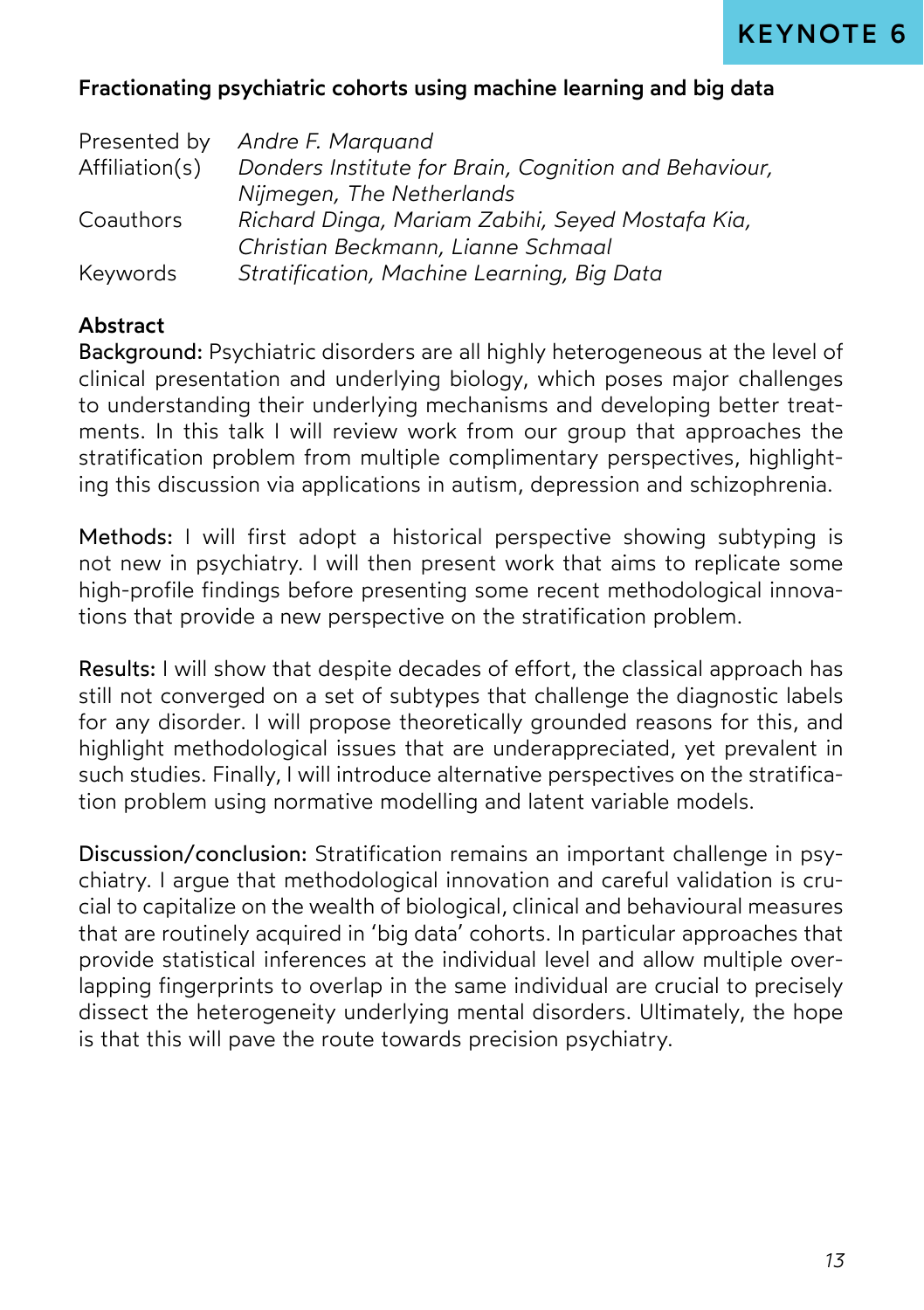# KEYNOTE 6

## Fractionating psychiatric cohorts using machine learning and big data

| | |
|---|---|
| Presented by | *Andre F. Marquand* |
| Affiliation(s) | *Donders Institute for Brain, Cognition and Behaviour, Nijmegen, The Netherlands* |
| Coauthors | *Richard Dinga, Mariam Zabihi, Seyed Mostafa Kia, Christian Beckmann, Lianne Schmaal* |
| Keywords | *Stratification, Machine Learning, Big Data* |

### Abstract

Background: Psychiatric disorders are all highly heterogeneous at the level of clinical presentation and underlying biology, which poses major challenges to understanding their underlying mechanisms and developing better treatments. In this talk I will review work from our group that approaches the stratification problem from multiple complimentary perspectives, highlighting this discussion via applications in autism, depression and schizophrenia.

Methods: I will first adopt a historical perspective showing subtyping is not new in psychiatry. I will then present work that aims to replicate some high-profile findings before presenting some recent methodological innovations that provide a new perspective on the stratification problem.

Results: I will show that despite decades of effort, the classical approach has still not converged on a set of subtypes that challenge the diagnostic labels for any disorder. I will propose theoretically grounded reasons for this, and highlight methodological issues that are underappreciated, yet prevalent in such studies. Finally, I will introduce alternative perspectives on the stratification problem using normative modelling and latent variable models.

Discussion/conclusion: Stratification remains an important challenge in psychiatry. I argue that methodological innovation and careful validation is crucial to capitalize on the wealth of biological, clinical and behavioural measures that are routinely acquired in 'big data' cohorts. In particular approaches that provide statistical inferences at the individual level and allow multiple overlapping fingerprints to overlap in the same individual are crucial to precisely dissect the heterogeneity underlying mental disorders. Ultimately, the hope is that this will pave the route towards precision psychiatry.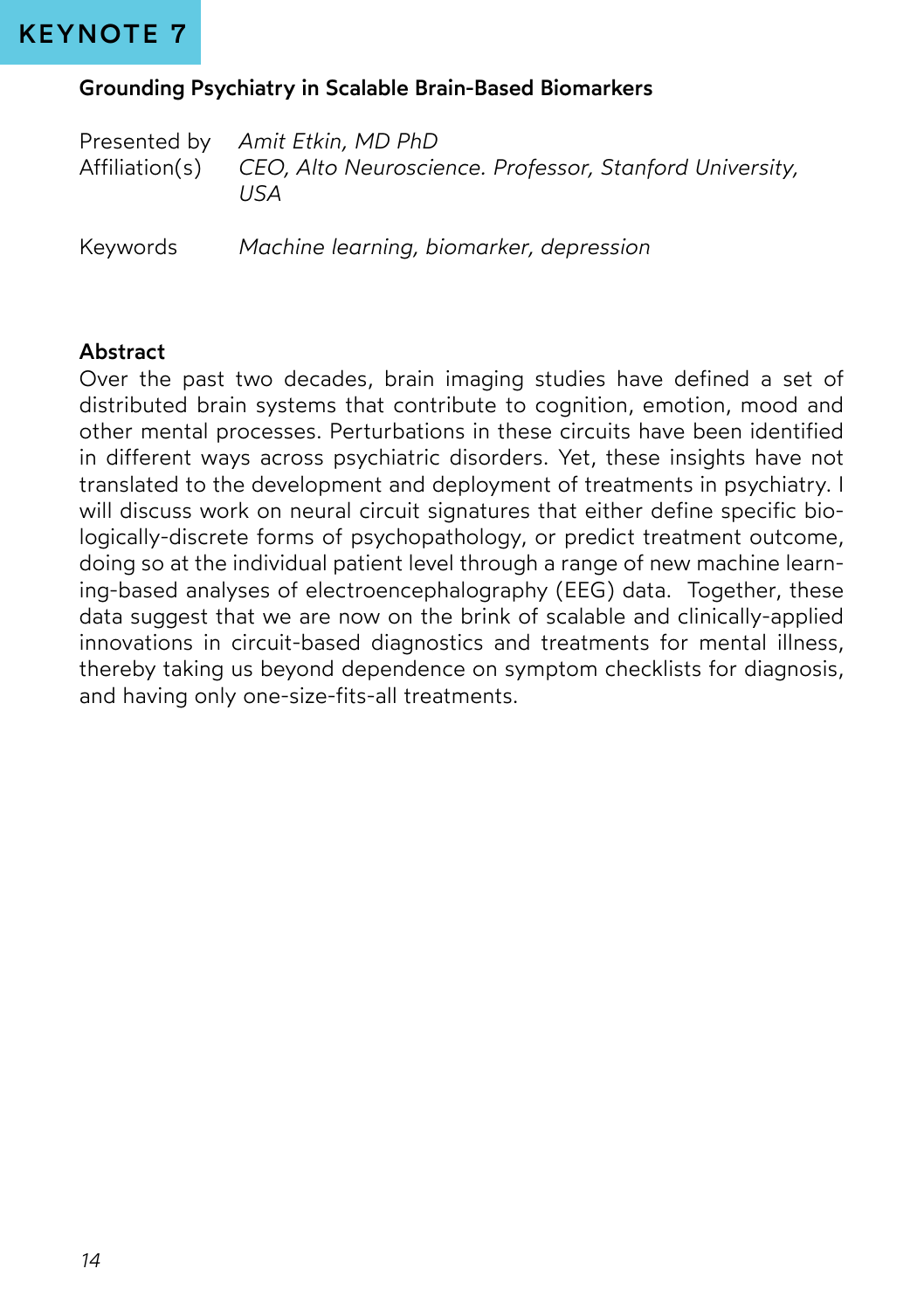# KEYNOTE 7

## Grounding Psychiatry in Scalable Brain-Based Biomarkers

Presented by *Amit Etkin, MD PhD*
Affiliation(s) *CEO, Alto Neuroscience. Professor, Stanford University, USA*

Keywords *Machine learning, biomarker, depression*

### Abstract

Over the past two decades, brain imaging studies have defined a set of distributed brain systems that contribute to cognition, emotion, mood and other mental processes. Perturbations in these circuits have been identified in different ways across psychiatric disorders. Yet, these insights have not translated to the development and deployment of treatments in psychiatry. I will discuss work on neural circuit signatures that either define specific biologically-discrete forms of psychopathology, or predict treatment outcome, doing so at the individual patient level through a range of new machine learning-based analyses of electroencephalography (EEG) data. Together, these data suggest that we are now on the brink of scalable and clinically-applied innovations in circuit-based diagnostics and treatments for mental illness, thereby taking us beyond dependence on symptom checklists for diagnosis, and having only one-size-fits-all treatments.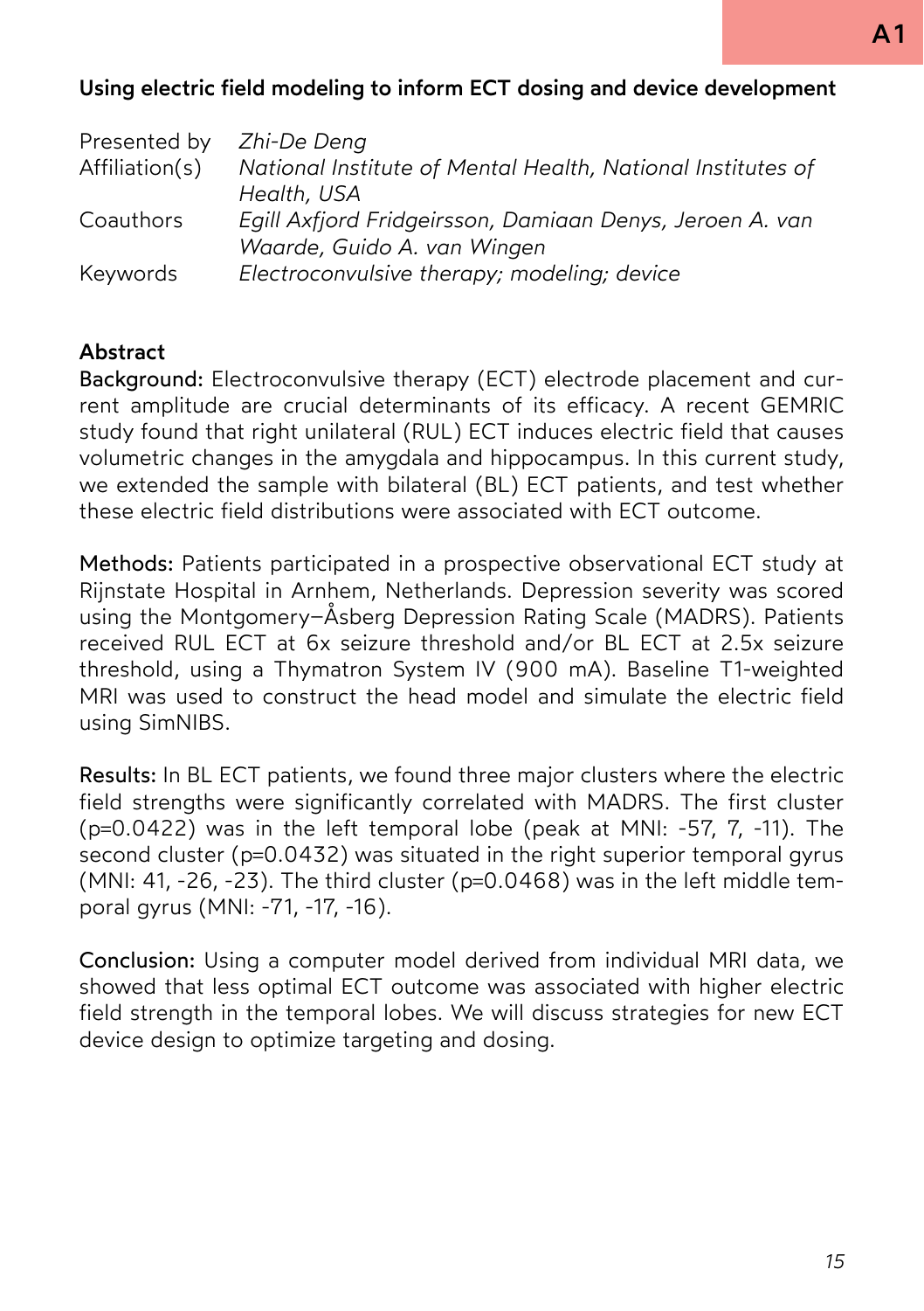## Using electric field modeling to inform ECT dosing and device development

| | |
|---|---|
| Presented by | *Zhi-De Deng* |
| Affiliation(s) | *National Institute of Mental Health, National Institutes of Health, USA* |
| Coauthors | *Egill Axfjord Fridgeirsson, Damiaan Denys, Jeroen A. van Waarde, Guido A. van Wingen* |
| Keywords | *Electroconvulsive therapy; modeling; device* |

### Abstract

**Background:** Electroconvulsive therapy (ECT) electrode placement and current amplitude are crucial determinants of its efficacy. A recent GEMRIC study found that right unilateral (RUL) ECT induces electric field that causes volumetric changes in the amygdala and hippocampus. In this current study, we extended the sample with bilateral (BL) ECT patients, and test whether these electric field distributions were associated with ECT outcome.

**Methods:** Patients participated in a prospective observational ECT study at Rijnstate Hospital in Arnhem, Netherlands. Depression severity was scored using the Montgomery–Åsberg Depression Rating Scale (MADRS). Patients received RUL ECT at 6x seizure threshold and/or BL ECT at 2.5x seizure threshold, using a Thymatron System IV (900 mA). Baseline T1-weighted MRI was used to construct the head model and simulate the electric field using SimNIBS.

**Results:** In BL ECT patients, we found three major clusters where the electric field strengths were significantly correlated with MADRS. The first cluster ($p=0.0422$) was in the left temporal lobe (peak at MNI: -57, 7, -11). The second cluster ($p=0.0432$) was situated in the right superior temporal gyrus (MNI: 41, -26, -23). The third cluster ($p=0.0468$) was in the left middle temporal gyrus (MNI: -71, -17, -16).

**Conclusion:** Using a computer model derived from individual MRI data, we showed that less optimal ECT outcome was associated with higher electric field strength in the temporal lobes. We will discuss strategies for new ECT device design to optimize targeting and dosing.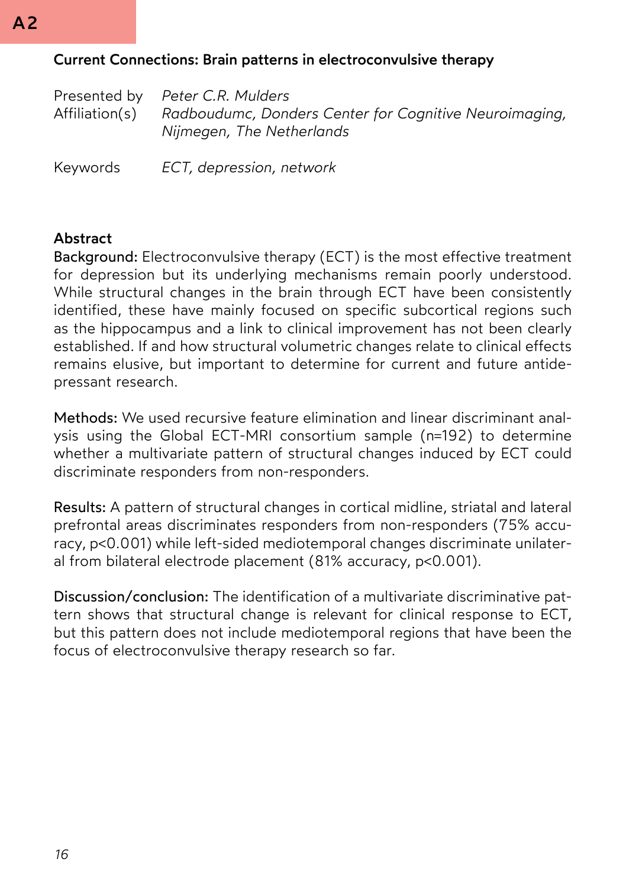A2

## Current Connections: Brain patterns in electroconvulsive therapy

Presented by *Peter C.R. Mulders*
Affiliation(s) *Radboudumc, Donders Center for Cognitive Neuroimaging, Nijmegen, The Netherlands*

Keywords *ECT, depression, network*

### Abstract

**Background:** Electroconvulsive therapy (ECT) is the most effective treatment for depression but its underlying mechanisms remain poorly understood. While structural changes in the brain through ECT have been consistently identified, these have mainly focused on specific subcortical regions such as the hippocampus and a link to clinical improvement has not been clearly established. If and how structural volumetric changes relate to clinical effects remains elusive, but important to determine for current and future antidepressant research.

**Methods:** We used recursive feature elimination and linear discriminant analysis using the Global ECT-MRI consortium sample (n=192) to determine whether a multivariate pattern of structural changes induced by ECT could discriminate responders from non-responders.

**Results:** A pattern of structural changes in cortical midline, striatal and lateral prefrontal areas discriminates responders from non-responders (75% accuracy, $p<0.001$) while left-sided mediotemporal changes discriminate unilateral from bilateral electrode placement (81% accuracy, $p<0.001$).

**Discussion/conclusion:** The identification of a multivariate discriminative pattern shows that structural change is relevant for clinical response to ECT, but this pattern does not include mediotemporal regions that have been the focus of electroconvulsive therapy research so far.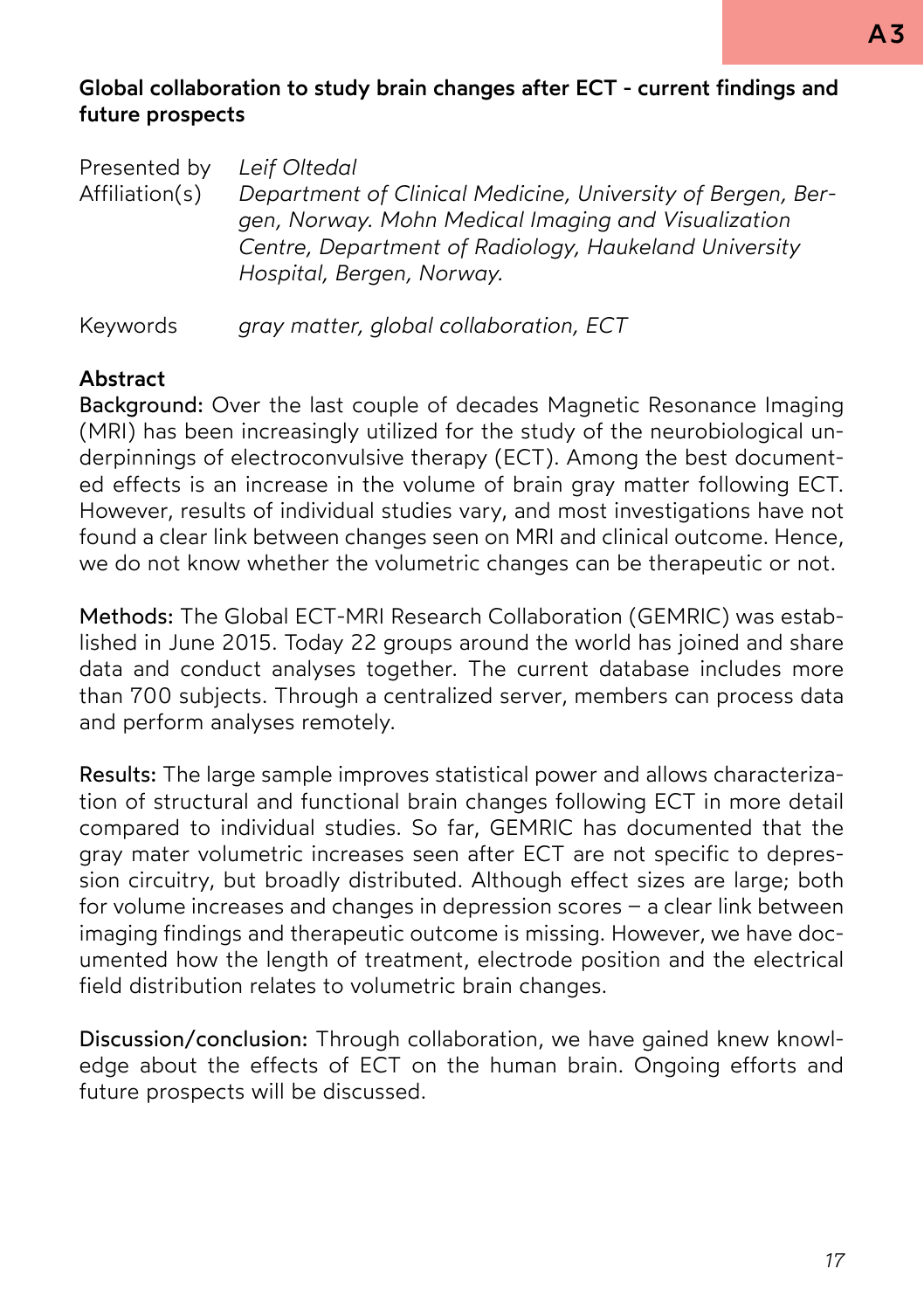A3

## Global collaboration to study brain changes after ECT - current findings and future prospects

| | |
|---|---|
| Presented by | *Leif Oltedal* |
| Affiliation(s) | *Department of Clinical Medicine, University of Bergen, Bergen, Norway. Mohn Medical Imaging and Visualization Centre, Department of Radiology, Haukeland University Hospital, Bergen, Norway.* |
| Keywords | *gray matter, global collaboration, ECT* |

### Abstract

**Background:** Over the last couple of decades Magnetic Resonance Imaging (MRI) has been increasingly utilized for the study of the neurobiological underpinnings of electroconvulsive therapy (ECT). Among the best documented effects is an increase in the volume of brain gray matter following ECT. However, results of individual studies vary, and most investigations have not found a clear link between changes seen on MRI and clinical outcome. Hence, we do not know whether the volumetric changes can be therapeutic or not.

**Methods:** The Global ECT-MRI Research Collaboration (GEMRIC) was established in June 2015. Today 22 groups around the world has joined and share data and conduct analyses together. The current database includes more than 700 subjects. Through a centralized server, members can process data and perform analyses remotely.

**Results:** The large sample improves statistical power and allows characterization of structural and functional brain changes following ECT in more detail compared to individual studies. So far, GEMRIC has documented that the gray mater volumetric increases seen after ECT are not specific to depression circuitry, but broadly distributed. Although effect sizes are large; both for volume increases and changes in depression scores – a clear link between imaging findings and therapeutic outcome is missing. However, we have documented how the length of treatment, electrode position and the electrical field distribution relates to volumetric brain changes.

**Discussion/conclusion:** Through collaboration, we have gained knew knowledge about the effects of ECT on the human brain. Ongoing efforts and future prospects will be discussed.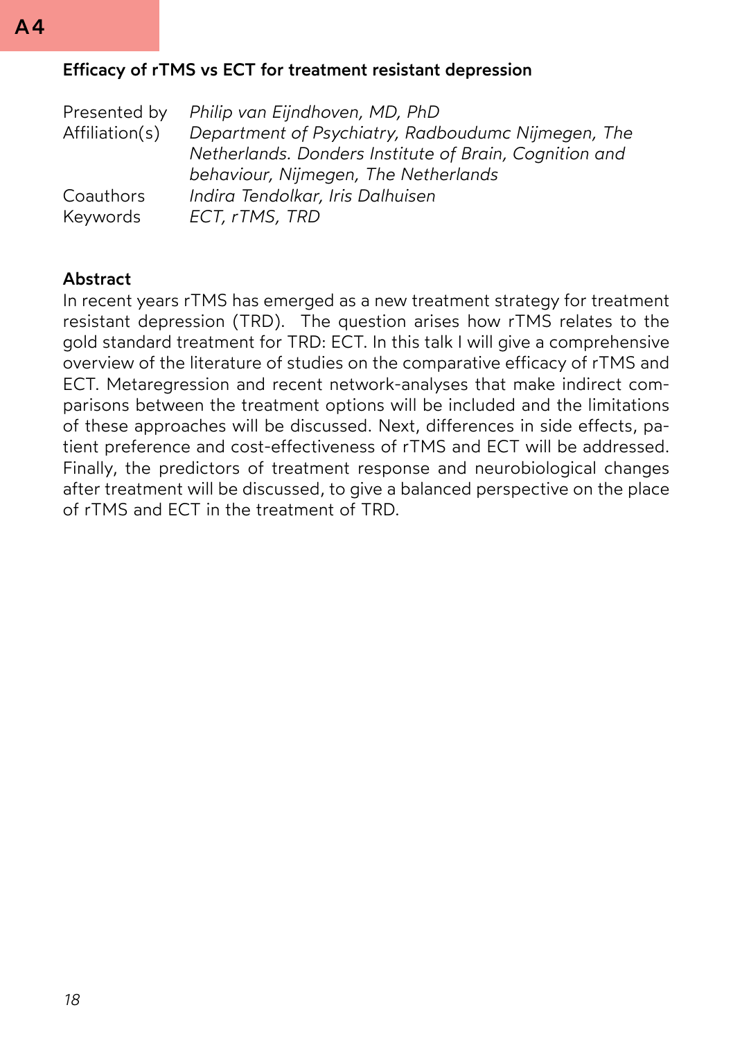A4

## Efficacy of rTMS vs ECT for treatment resistant depression

| | |
|---|---|
| Presented by | *Philip van Eijndhoven, MD, PhD* |
| Affiliation(s) | *Department of Psychiatry, Radboudumc Nijmegen, The Netherlands. Donders Institute of Brain, Cognition and behaviour, Nijmegen, The Netherlands* |
| Coauthors | *Indira Tendolkar, Iris Dalhuisen* |
| Keywords | *ECT, rTMS, TRD* |

### Abstract

In recent years rTMS has emerged as a new treatment strategy for treatment resistant depression (TRD). The question arises how rTMS relates to the gold standard treatment for TRD: ECT. In this talk I will give a comprehensive overview of the literature of studies on the comparative efficacy of rTMS and ECT. Metaregression and recent network-analyses that make indirect comparisons between the treatment options will be included and the limitations of these approaches will be discussed. Next, differences in side effects, patient preference and cost-effectiveness of rTMS and ECT will be addressed. Finally, the predictors of treatment response and neurobiological changes after treatment will be discussed, to give a balanced perspective on the place of rTMS and ECT in the treatment of TRD.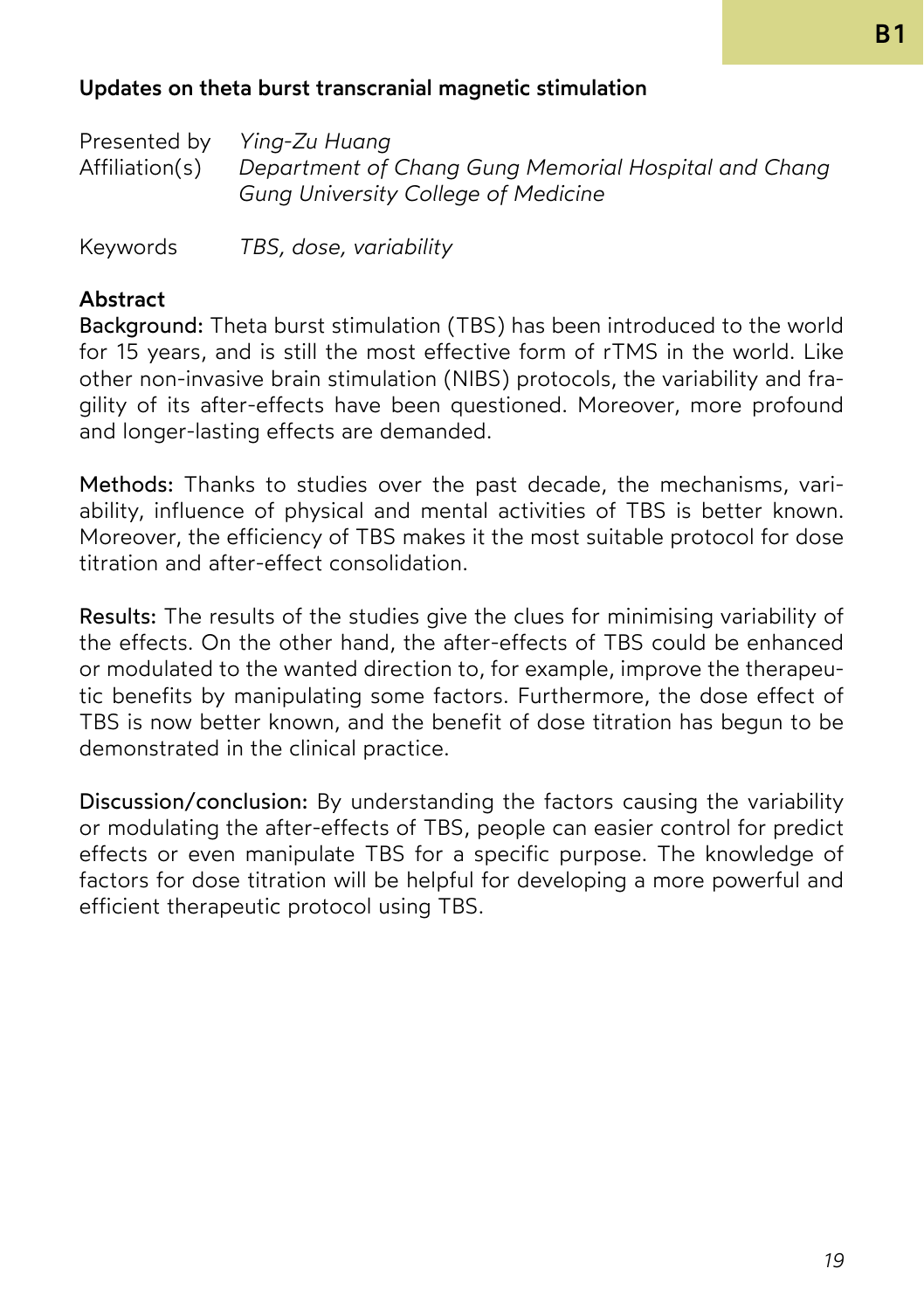B1

## Updates on theta burst transcranial magnetic stimulation

Presented by *Ying-Zu Huang*
Affiliation(s) *Department of Chang Gung Memorial Hospital and Chang Gung University College of Medicine*

Keywords *TBS, dose, variability*

### Abstract

**Background:** Theta burst stimulation (TBS) has been introduced to the world for 15 years, and is still the most effective form of rTMS in the world. Like other non-invasive brain stimulation (NIBS) protocols, the variability and fragility of its after-effects have been questioned. Moreover, more profound and longer-lasting effects are demanded.

**Methods:** Thanks to studies over the past decade, the mechanisms, variability, influence of physical and mental activities of TBS is better known. Moreover, the efficiency of TBS makes it the most suitable protocol for dose titration and after-effect consolidation.

**Results:** The results of the studies give the clues for minimising variability of the effects. On the other hand, the after-effects of TBS could be enhanced or modulated to the wanted direction to, for example, improve the therapeutic benefits by manipulating some factors. Furthermore, the dose effect of TBS is now better known, and the benefit of dose titration has begun to be demonstrated in the clinical practice.

**Discussion/conclusion:** By understanding the factors causing the variability or modulating the after-effects of TBS, people can easier control for predict effects or even manipulate TBS for a specific purpose. The knowledge of factors for dose titration will be helpful for developing a more powerful and efficient therapeutic protocol using TBS.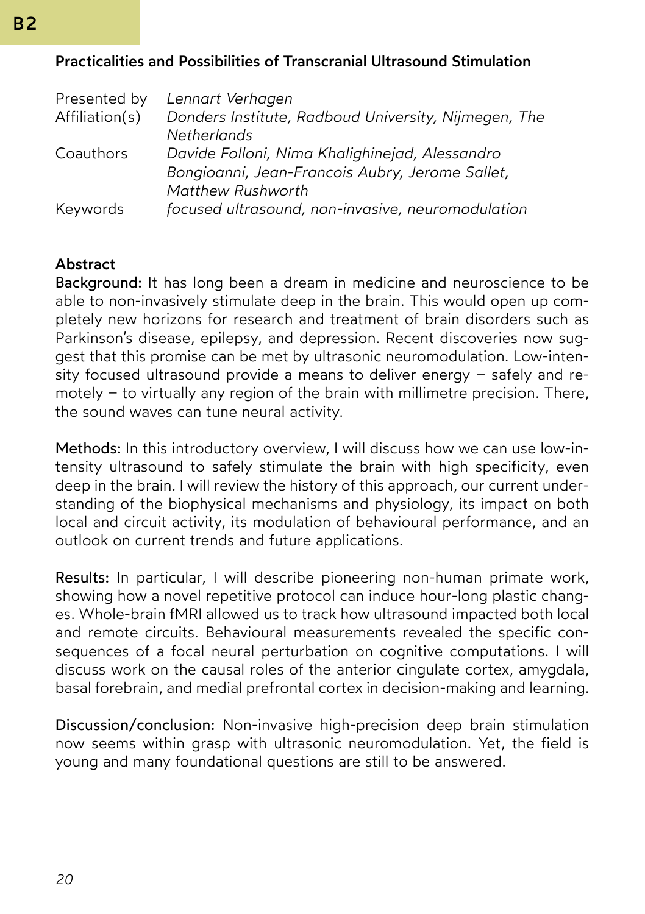**B2**

## Practicalities and Possibilities of Transcranial Ultrasound Stimulation

| | |
|---|---|
| Presented by | *Lennart Verhagen* |
| Affiliation(s) | *Donders Institute, Radboud University, Nijmegen, The Netherlands* |
| Coauthors | *Davide Folloni, Nima Khalighinejad, Alessandro Bongioanni, Jean-Francois Aubry, Jerome Sallet, Matthew Rushworth* |
| Keywords | *focused ultrasound, non-invasive, neuromodulation* |

### Abstract

**Background:** It has long been a dream in medicine and neuroscience to be able to non-invasively stimulate deep in the brain. This would open up completely new horizons for research and treatment of brain disorders such as Parkinson's disease, epilepsy, and depression. Recent discoveries now suggest that this promise can be met by ultrasonic neuromodulation. Low-intensity focused ultrasound provide a means to deliver energy – safely and remotely – to virtually any region of the brain with millimetre precision. There, the sound waves can tune neural activity.

**Methods:** In this introductory overview, I will discuss how we can use low-intensity ultrasound to safely stimulate the brain with high specificity, even deep in the brain. I will review the history of this approach, our current understanding of the biophysical mechanisms and physiology, its impact on both local and circuit activity, its modulation of behavioural performance, and an outlook on current trends and future applications.

**Results:** In particular, I will describe pioneering non-human primate work, showing how a novel repetitive protocol can induce hour-long plastic changes. Whole-brain fMRI allowed us to track how ultrasound impacted both local and remote circuits. Behavioural measurements revealed the specific consequences of a focal neural perturbation on cognitive computations. I will discuss work on the causal roles of the anterior cingulate cortex, amygdala, basal forebrain, and medial prefrontal cortex in decision-making and learning.

**Discussion/conclusion:** Non-invasive high-precision deep brain stimulation now seems within grasp with ultrasonic neuromodulation. Yet, the field is young and many foundational questions are still to be answered.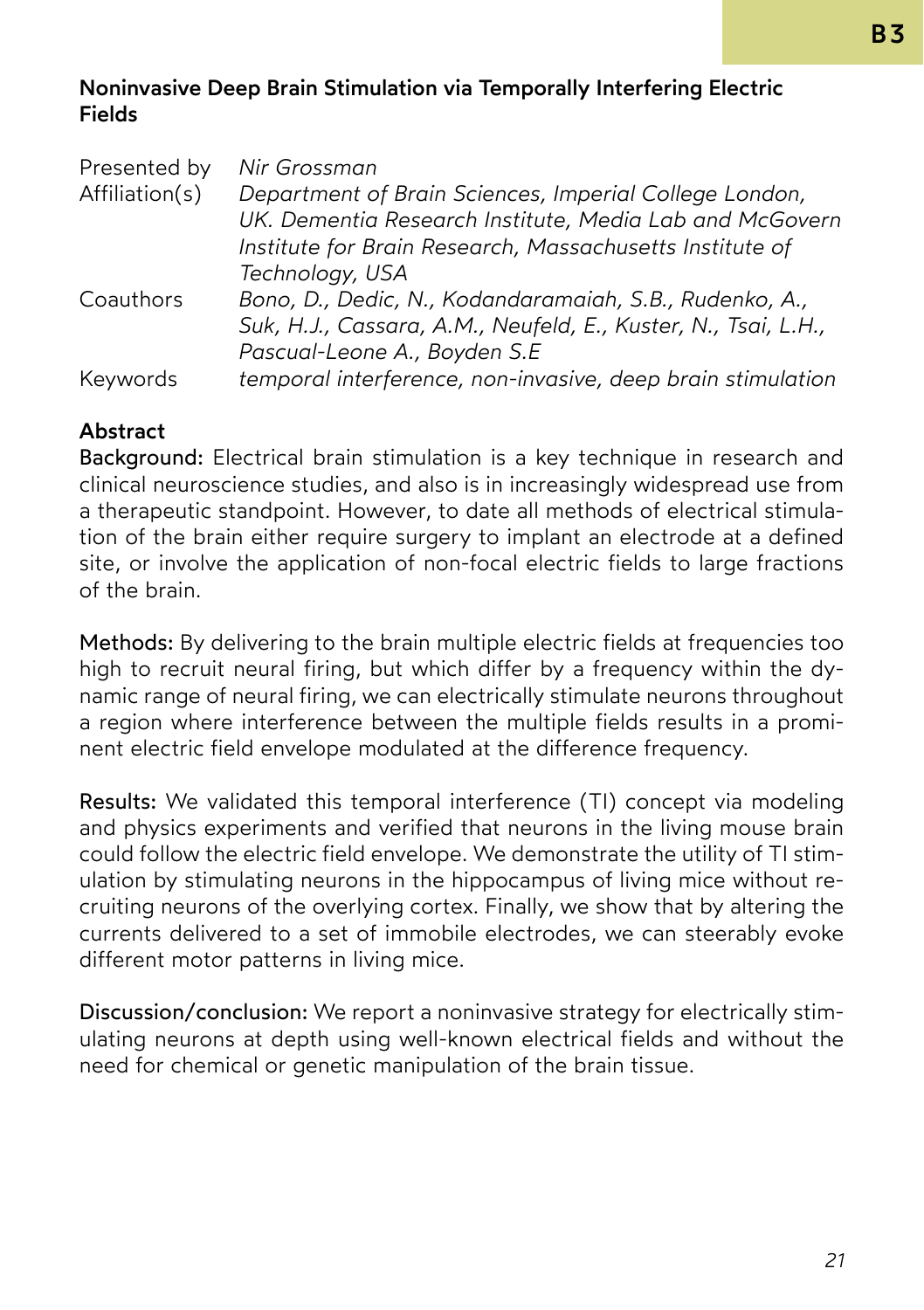## Noninvasive Deep Brain Stimulation via Temporally Interfering Electric Fields

| | |
|---|---|
| Presented by | *Nir Grossman* |
| Affiliation(s) | *Department of Brain Sciences, Imperial College London, UK. Dementia Research Institute, Media Lab and McGovern Institute for Brain Research, Massachusetts Institute of Technology, USA* |
| Coauthors | *Bono, D., Dedic, N., Kodandaramaiah, S.B., Rudenko, A., Suk, H.J., Cassara, A.M., Neufeld, E., Kuster, N., Tsai, L.H., Pascual-Leone A., Boyden S.E* |
| Keywords | *temporal interference, non-invasive, deep brain stimulation* |

### Abstract

**Background:** Electrical brain stimulation is a key technique in research and clinical neuroscience studies, and also is in increasingly widespread use from a therapeutic standpoint. However, to date all methods of electrical stimulation of the brain either require surgery to implant an electrode at a defined site, or involve the application of non-focal electric fields to large fractions of the brain.

**Methods:** By delivering to the brain multiple electric fields at frequencies too high to recruit neural firing, but which differ by a frequency within the dynamic range of neural firing, we can electrically stimulate neurons throughout a region where interference between the multiple fields results in a prominent electric field envelope modulated at the difference frequency.

**Results:** We validated this temporal interference (TI) concept via modeling and physics experiments and verified that neurons in the living mouse brain could follow the electric field envelope. We demonstrate the utility of TI stimulation by stimulating neurons in the hippocampus of living mice without recruiting neurons of the overlying cortex. Finally, we show that by altering the currents delivered to a set of immobile electrodes, we can steerably evoke different motor patterns in living mice.

**Discussion/conclusion:** We report a noninvasive strategy for electrically stimulating neurons at depth using well-known electrical fields and without the need for chemical or genetic manipulation of the brain tissue.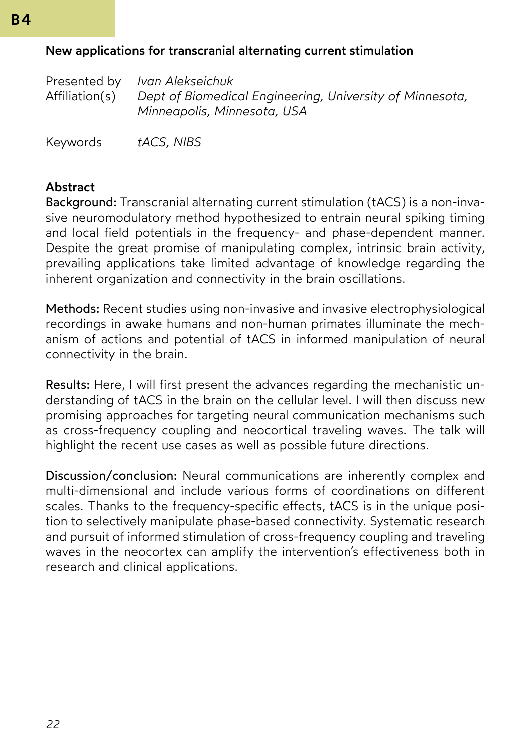B4

## New applications for transcranial alternating current stimulation

Presented by *Ivan Alekseichuk*
Affiliation(s) *Dept of Biomedical Engineering, University of Minnesota, Minneapolis, Minnesota, USA*

Keywords *tACS, NIBS*

### Abstract

**Background:** Transcranial alternating current stimulation (tACS) is a non-invasive neuromodulatory method hypothesized to entrain neural spiking timing and local field potentials in the frequency- and phase-dependent manner. Despite the great promise of manipulating complex, intrinsic brain activity, prevailing applications take limited advantage of knowledge regarding the inherent organization and connectivity in the brain oscillations.

**Methods:** Recent studies using non-invasive and invasive electrophysiological recordings in awake humans and non-human primates illuminate the mechanism of actions and potential of tACS in informed manipulation of neural connectivity in the brain.

**Results:** Here, I will first present the advances regarding the mechanistic understanding of tACS in the brain on the cellular level. I will then discuss new promising approaches for targeting neural communication mechanisms such as cross-frequency coupling and neocortical traveling waves. The talk will highlight the recent use cases as well as possible future directions.

**Discussion/conclusion:** Neural communications are inherently complex and multi-dimensional and include various forms of coordinations on different scales. Thanks to the frequency-specific effects, tACS is in the unique position to selectively manipulate phase-based connectivity. Systematic research and pursuit of informed stimulation of cross-frequency coupling and traveling waves in the neocortex can amplify the intervention's effectiveness both in research and clinical applications.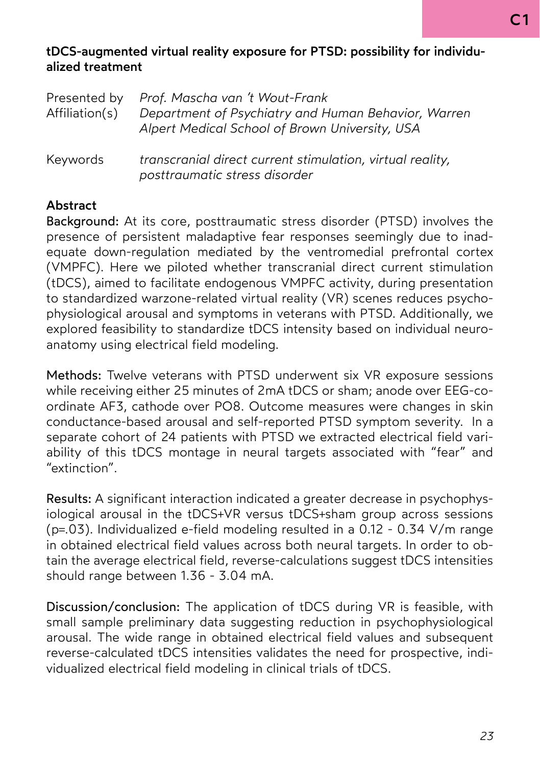C1

## tDCS-augmented virtual reality exposure for PTSD: possibility for individualized treatment

| | |
|---|---|
| Presented by | *Prof. Mascha van 't Wout-Frank* |
| Affiliation(s) | *Department of Psychiatry and Human Behavior, Warren Alpert Medical School of Brown University, USA* |
| Keywords | *transcranial direct current stimulation, virtual reality, posttraumatic stress disorder* |

### Abstract

**Background:** At its core, posttraumatic stress disorder (PTSD) involves the presence of persistent maladaptive fear responses seemingly due to inadequate down-regulation mediated by the ventromedial prefrontal cortex (VMPFC). Here we piloted whether transcranial direct current stimulation (tDCS), aimed to facilitate endogenous VMPFC activity, during presentation to standardized warzone-related virtual reality (VR) scenes reduces psychophysiological arousal and symptoms in veterans with PTSD. Additionally, we explored feasibility to standardize tDCS intensity based on individual neuroanatomy using electrical field modeling.

**Methods:** Twelve veterans with PTSD underwent six VR exposure sessions while receiving either 25 minutes of 2mA tDCS or sham; anode over EEG-coordinate AF3, cathode over PO8. Outcome measures were changes in skin conductance-based arousal and self-reported PTSD symptom severity. In a separate cohort of 24 patients with PTSD we extracted electrical field variability of this tDCS montage in neural targets associated with "fear" and "extinction".

**Results:** A significant interaction indicated a greater decrease in psychophysiological arousal in the tDCS+VR versus tDCS+sham group across sessions ($p=.03$). Individualized e-field modeling resulted in a 0.12 - 0.34 V/m range in obtained electrical field values across both neural targets. In order to obtain the average electrical field, reverse-calculations suggest tDCS intensities should range between 1.36 - 3.04 mA.

**Discussion/conclusion:** The application of tDCS during VR is feasible, with small sample preliminary data suggesting reduction in psychophysiological arousal. The wide range in obtained electrical field values and subsequent reverse-calculated tDCS intensities validates the need for prospective, individualized electrical field modeling in clinical trials of tDCS.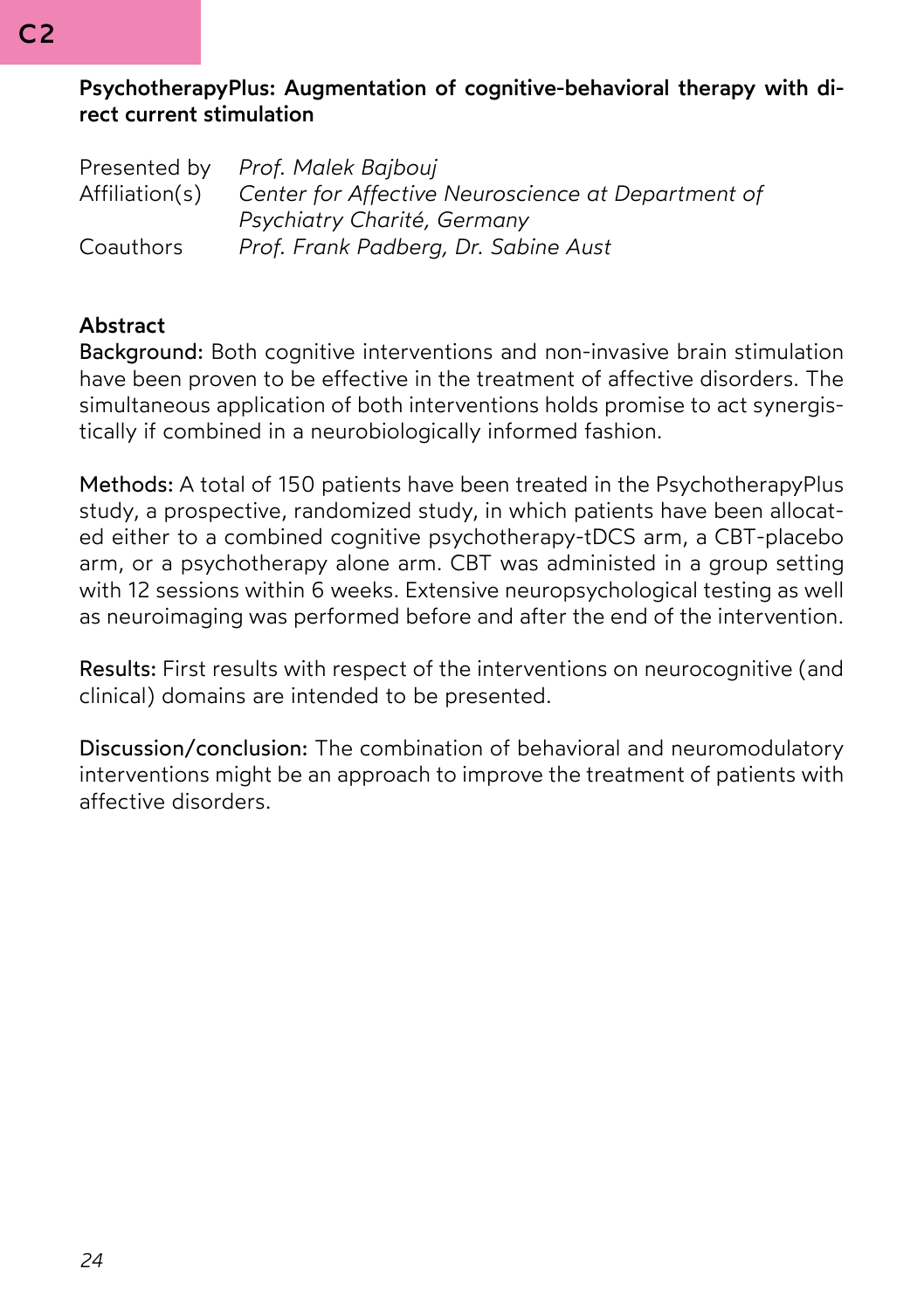C2

## PsychotherapyPlus: Augmentation of cognitive-behavioral therapy with direct current stimulation

Presented by *Prof. Malek Bajbouj*
Affiliation(s) *Center for Affective Neuroscience at Department of Psychiatry Charité, Germany*
Coauthors *Prof. Frank Padberg, Dr. Sabine Aust*

### Abstract

**Background:** Both cognitive interventions and non-invasive brain stimulation have been proven to be effective in the treatment of affective disorders. The simultaneous application of both interventions holds promise to act synergistically if combined in a neurobiologically informed fashion.

**Methods:** A total of 150 patients have been treated in the PsychotherapyPlus study, a prospective, randomized study, in which patients have been allocated either to a combined cognitive psychotherapy-tDCS arm, a CBT-placebo arm, or a psychotherapy alone arm. CBT was administed in a group setting with 12 sessions within 6 weeks. Extensive neuropsychological testing as well as neuroimaging was performed before and after the end of the intervention.

**Results:** First results with respect of the interventions on neurocognitive (and clinical) domains are intended to be presented.

**Discussion/conclusion:** The combination of behavioral and neuromodulatory interventions might be an approach to improve the treatment of patients with affective disorders.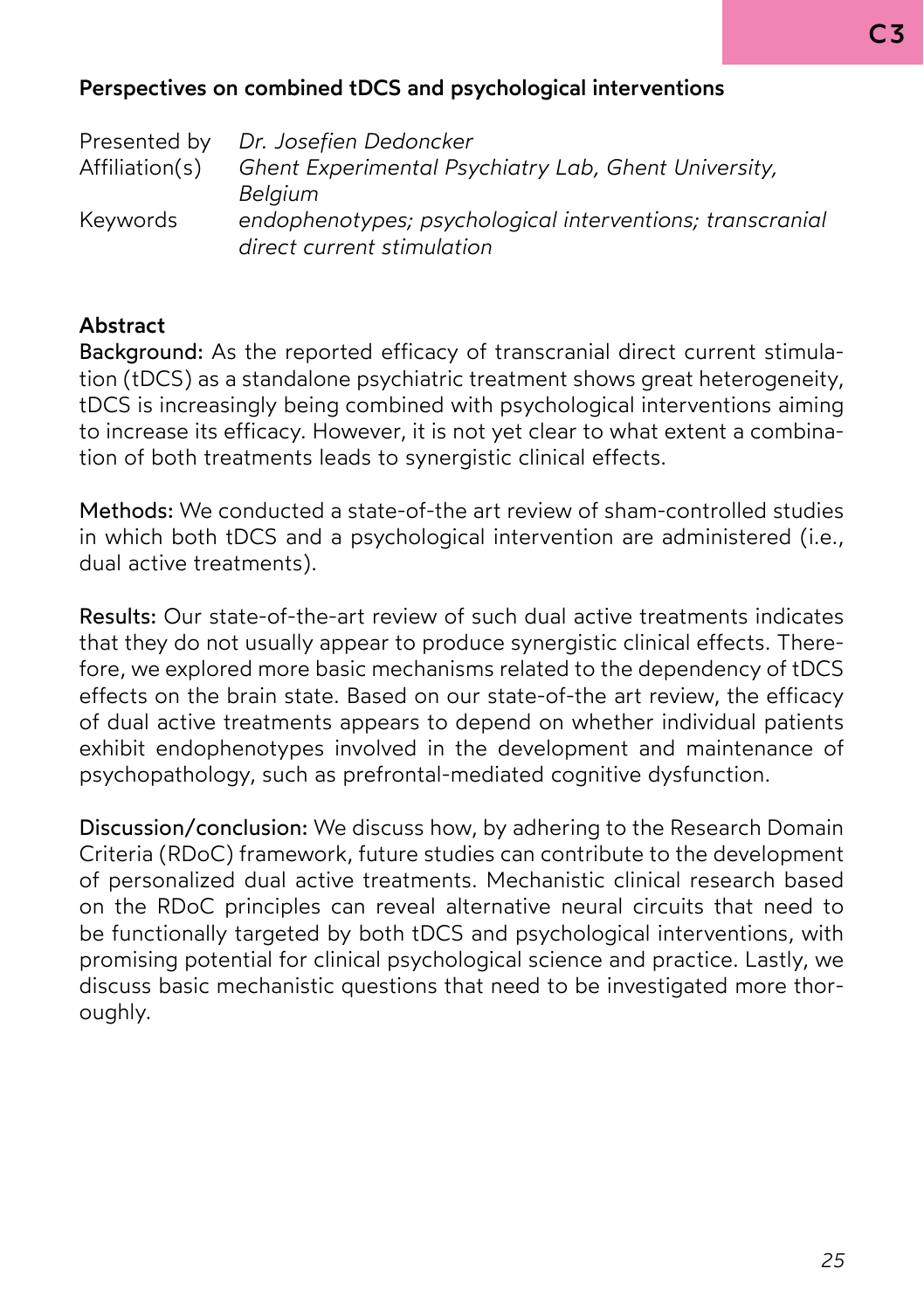## Perspectives on combined tDCS and psychological interventions

| | |
|---|---|
| Presented by | *Dr. Josefien Dedoncker* |
| Affiliation(s) | *Ghent Experimental Psychiatry Lab, Ghent University, Belgium* |
| Keywords | *endophenotypes; psychological interventions; transcranial direct current stimulation* |

### Abstract

**Background:** As the reported efficacy of transcranial direct current stimulation (tDCS) as a standalone psychiatric treatment shows great heterogeneity, tDCS is increasingly being combined with psychological interventions aiming to increase its efficacy. However, it is not yet clear to what extent a combination of both treatments leads to synergistic clinical effects.

**Methods:** We conducted a state-of-the art review of sham-controlled studies in which both tDCS and a psychological intervention are administered (i.e., dual active treatments).

**Results:** Our state-of-the-art review of such dual active treatments indicates that they do not usually appear to produce synergistic clinical effects. Therefore, we explored more basic mechanisms related to the dependency of tDCS effects on the brain state. Based on our state-of-the art review, the efficacy of dual active treatments appears to depend on whether individual patients exhibit endophenotypes involved in the development and maintenance of psychopathology, such as prefrontal-mediated cognitive dysfunction.

**Discussion/conclusion:** We discuss how, by adhering to the Research Domain Criteria (RDoC) framework, future studies can contribute to the development of personalized dual active treatments. Mechanistic clinical research based on the RDoC principles can reveal alternative neural circuits that need to be functionally targeted by both tDCS and psychological interventions, with promising potential for clinical psychological science and practice. Lastly, we discuss basic mechanistic questions that need to be investigated more thoroughly.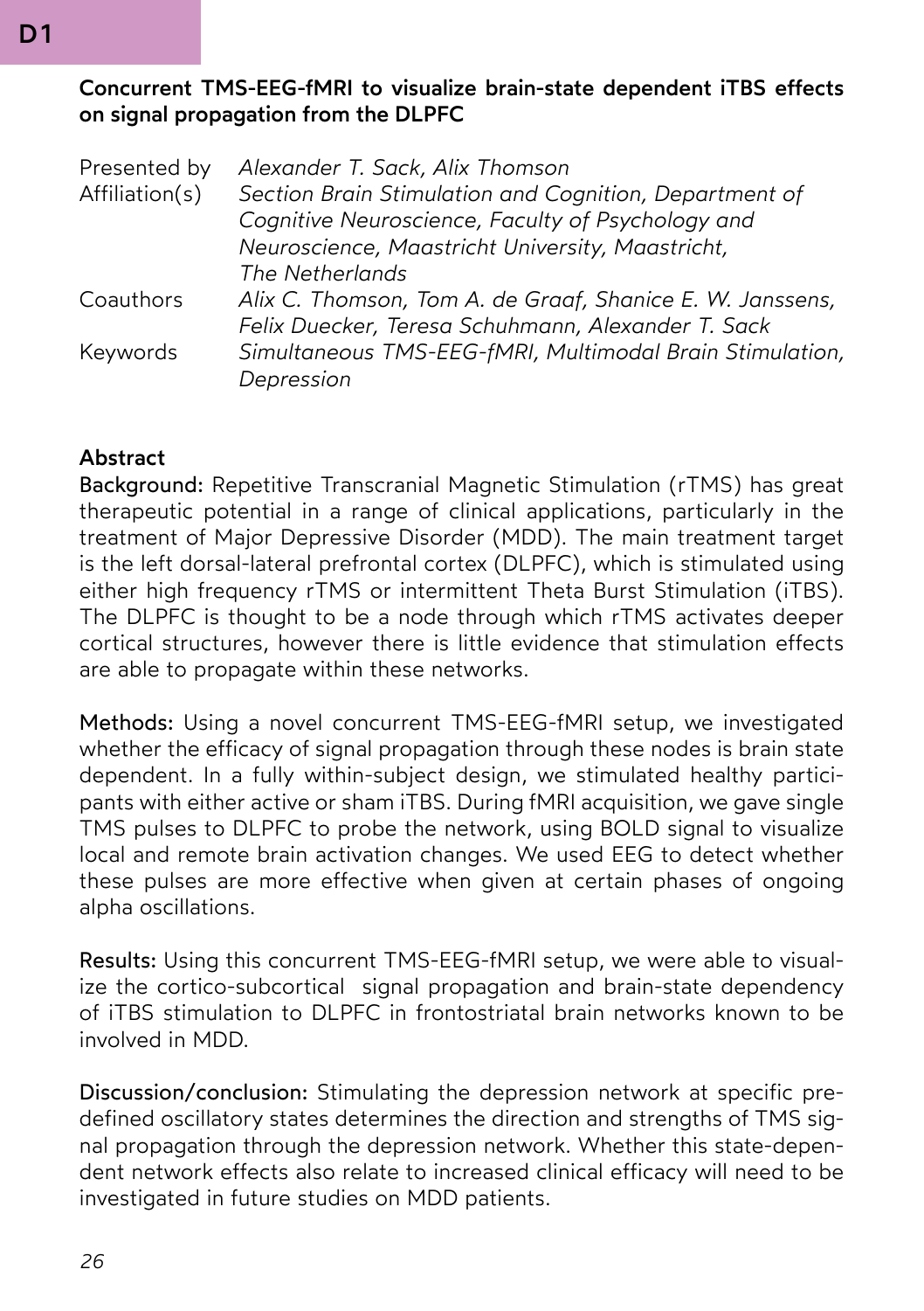D1

## Concurrent TMS-EEG-fMRI to visualize brain-state dependent iTBS effects on signal propagation from the DLPFC

| | |
|---|---|
| Presented by | *Alexander T. Sack, Alix Thomson* |
| Affiliation(s) | *Section Brain Stimulation and Cognition, Department of Cognitive Neuroscience, Faculty of Psychology and Neuroscience, Maastricht University, Maastricht, The Netherlands* |
| Coauthors | *Alix C. Thomson, Tom A. de Graaf, Shanice E. W. Janssens, Felix Duecker, Teresa Schuhmann, Alexander T. Sack* |
| Keywords | *Simultaneous TMS-EEG-fMRI, Multimodal Brain Stimulation, Depression* |

### Abstract

**Background:** Repetitive Transcranial Magnetic Stimulation (rTMS) has great therapeutic potential in a range of clinical applications, particularly in the treatment of Major Depressive Disorder (MDD). The main treatment target is the left dorsal-lateral prefrontal cortex (DLPFC), which is stimulated using either high frequency rTMS or intermittent Theta Burst Stimulation (iTBS). The DLPFC is thought to be a node through which rTMS activates deeper cortical structures, however there is little evidence that stimulation effects are able to propagate within these networks.

**Methods:** Using a novel concurrent TMS-EEG-fMRI setup, we investigated whether the efficacy of signal propagation through these nodes is brain state dependent. In a fully within-subject design, we stimulated healthy participants with either active or sham iTBS. During fMRI acquisition, we gave single TMS pulses to DLPFC to probe the network, using BOLD signal to visualize local and remote brain activation changes. We used EEG to detect whether these pulses are more effective when given at certain phases of ongoing alpha oscillations.

**Results:** Using this concurrent TMS-EEG-fMRI setup, we were able to visualize the cortico-subcortical signal propagation and brain-state dependency of iTBS stimulation to DLPFC in frontostriatal brain networks known to be involved in MDD.

**Discussion/conclusion:** Stimulating the depression network at specific predefined oscillatory states determines the direction and strengths of TMS signal propagation through the depression network. Whether this state-dependent network effects also relate to increased clinical efficacy will need to be investigated in future studies on MDD patients.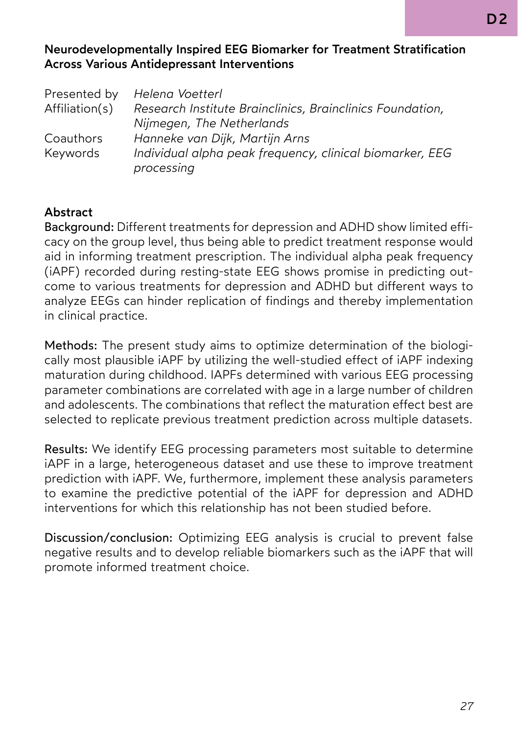**Neurodevelopmentally Inspired EEG Biomarker for Treatment Stratification Across Various Antidepressant Interventions**

| | |
|---|---|
| Presented by | *Helena Voetterl* |
| Affiliation(s) | *Research Institute Brainclinics, Brainclinics Foundation, Nijmegen, The Netherlands* |
| Coauthors | *Hanneke van Dijk, Martijn Arns* |
| Keywords | *Individual alpha peak frequency, clinical biomarker, EEG processing* |

**Abstract**

**Background:** Different treatments for depression and ADHD show limited efficacy on the group level, thus being able to predict treatment response would aid in informing treatment prescription. The individual alpha peak frequency (iAPF) recorded during resting-state EEG shows promise in predicting outcome to various treatments for depression and ADHD but different ways to analyze EEGs can hinder replication of findings and thereby implementation in clinical practice.

**Methods:** The present study aims to optimize determination of the biologically most plausible iAPF by utilizing the well-studied effect of iAPF indexing maturation during childhood. IAPFs determined with various EEG processing parameter combinations are correlated with age in a large number of children and adolescents. The combinations that reflect the maturation effect best are selected to replicate previous treatment prediction across multiple datasets.

**Results:** We identify EEG processing parameters most suitable to determine iAPF in a large, heterogeneous dataset and use these to improve treatment prediction with iAPF. We, furthermore, implement these analysis parameters to examine the predictive potential of the iAPF for depression and ADHD interventions for which this relationship has not been studied before.

**Discussion/conclusion:** Optimizing EEG analysis is crucial to prevent false negative results and to develop reliable biomarkers such as the iAPF that will promote informed treatment choice.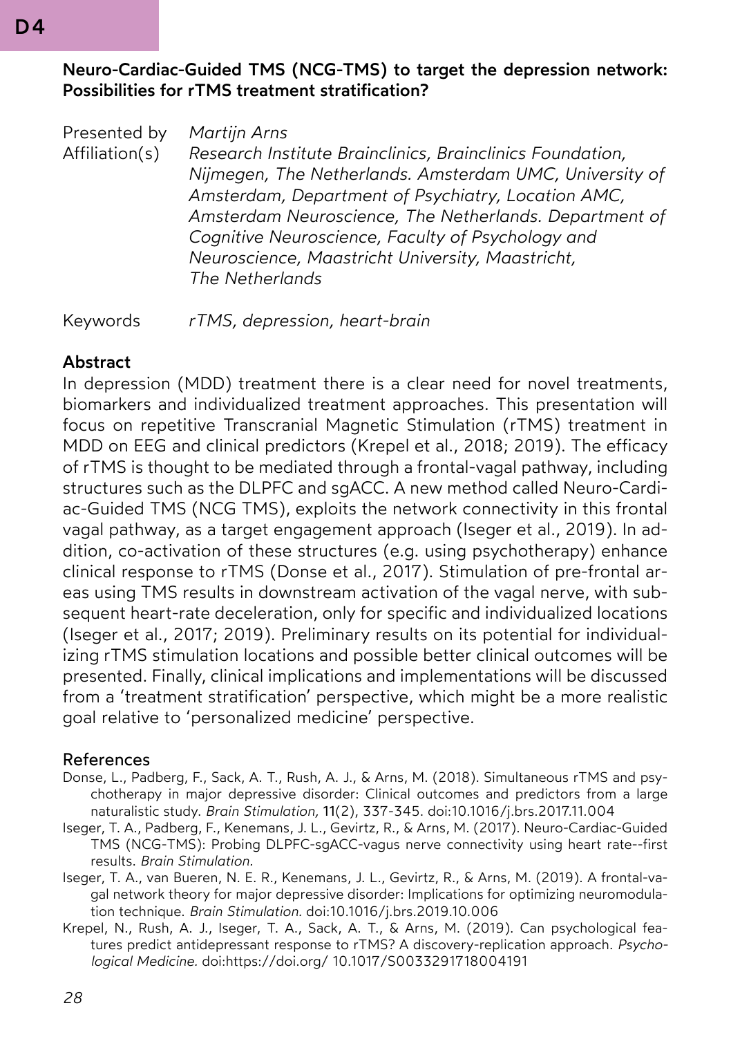# D4

## Neuro-Cardiac-Guided TMS (NCG-TMS) to target the depression network: Possibilities for rTMS treatment stratification?

Presented by *Martijn Arns*

Affiliation(s) *Research Institute Brainclinics, Brainclinics Foundation, Nijmegen, The Netherlands. Amsterdam UMC, University of Amsterdam, Department of Psychiatry, Location AMC, Amsterdam Neuroscience, The Netherlands. Department of Cognitive Neuroscience, Faculty of Psychology and Neuroscience, Maastricht University, Maastricht, The Netherlands*

Keywords *rTMS, depression, heart-brain*

### Abstract

In depression (MDD) treatment there is a clear need for novel treatments, biomarkers and individualized treatment approaches. This presentation will focus on repetitive Transcranial Magnetic Stimulation (rTMS) treatment in MDD on EEG and clinical predictors (Krepel et al., 2018; 2019). The efficacy of rTMS is thought to be mediated through a frontal-vagal pathway, including structures such as the DLPFC and sgACC. A new method called Neuro-Cardiac-Guided TMS (NCG TMS), exploits the network connectivity in this frontal vagal pathway, as a target engagement approach (Iseger et al., 2019). In addition, co-activation of these structures (e.g. using psychotherapy) enhance clinical response to rTMS (Donse et al., 2017). Stimulation of pre-frontal areas using TMS results in downstream activation of the vagal nerve, with subsequent heart-rate deceleration, only for specific and individualized locations (Iseger et al., 2017; 2019). Preliminary results on its potential for individualizing rTMS stimulation locations and possible better clinical outcomes will be presented. Finally, clinical implications and implementations will be discussed from a 'treatment stratification' perspective, which might be a more realistic goal relative to 'personalized medicine' perspective.

### References

Donse, L., Padberg, F., Sack, A. T., Rush, A. J., & Arns, M. (2018). Simultaneous rTMS and psychotherapy in major depressive disorder: Clinical outcomes and predictors from a large naturalistic study. *Brain Stimulation,* **11**(2), 337-345. doi:10.1016/j.brs.2017.11.004

Iseger, T. A., Padberg, F., Kenemans, J. L., Gevirtz, R., & Arns, M. (2017). Neuro-Cardiac-Guided TMS (NCG-TMS): Probing DLPFC-sgACC-vagus nerve connectivity using heart rate--first results. *Brain Stimulation.*

Iseger, T. A., van Bueren, N. E. R., Kenemans, J. L., Gevirtz, R., & Arns, M. (2019). A frontal-vagal network theory for major depressive disorder: Implications for optimizing neuromodulation technique. *Brain Stimulation.* doi:10.1016/j.brs.2019.10.006

Krepel, N., Rush, A. J., Iseger, T. A., Sack, A. T., & Arns, M. (2019). Can psychological features predict antidepressant response to rTMS? A discovery-replication approach. *Psychological Medicine.* doi:https://doi.org/ 10.1017/S0033291718004191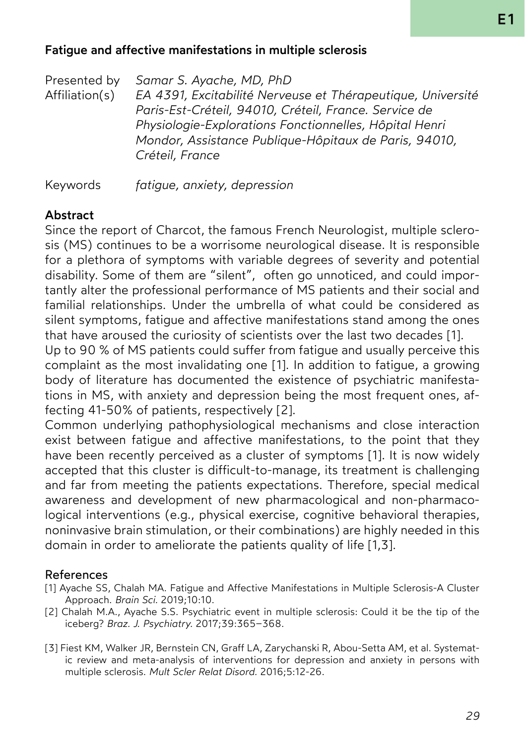## Fatigue and affective manifestations in multiple sclerosis

Presented by *Samar S. Ayache, MD, PhD*
Affiliation(s) *EA 4391, Excitabilité Nerveuse et Thérapeutique, Université Paris-Est-Créteil, 94010, Créteil, France. Service de Physiologie-Explorations Fonctionnelles, Hôpital Henri Mondor, Assistance Publique-Hôpitaux de Paris, 94010, Créteil, France*

Keywords *fatigue, anxiety, depression*

### Abstract

Since the report of Charcot, the famous French Neurologist, multiple sclerosis (MS) continues to be a worrisome neurological disease. It is responsible for a plethora of symptoms with variable degrees of severity and potential disability. Some of them are "silent", often go unnoticed, and could importantly alter the professional performance of MS patients and their social and familial relationships. Under the umbrella of what could be considered as silent symptoms, fatigue and affective manifestations stand among the ones that have aroused the curiosity of scientists over the last two decades [1].
Up to 90 % of MS patients could suffer from fatigue and usually perceive this complaint as the most invalidating one [1]. In addition to fatigue, a growing body of literature has documented the existence of psychiatric manifestations in MS, with anxiety and depression being the most frequent ones, affecting 41-50% of patients, respectively [2].
Common underlying pathophysiological mechanisms and close interaction exist between fatigue and affective manifestations, to the point that they have been recently perceived as a cluster of symptoms [1]. It is now widely accepted that this cluster is difficult-to-manage, its treatment is challenging and far from meeting the patients expectations. Therefore, special medical awareness and development of new pharmacological and non-pharmacological interventions (e.g., physical exercise, cognitive behavioral therapies, noninvasive brain stimulation, or their combinations) are highly needed in this domain in order to ameliorate the patients quality of life [1,3].

### References

[1] Ayache SS, Chalah MA. Fatigue and Affective Manifestations in Multiple Sclerosis-A Cluster Approach. *Brain Sci.* 2019;10:10.

[2] Chalah M.A., Ayache S.S. Psychiatric event in multiple sclerosis: Could it be the tip of the iceberg? *Braz. J. Psychiatry.* 2017;39:365–368.

[3] Fiest KM, Walker JR, Bernstein CN, Graff LA, Zarychanski R, Abou-Setta AM, et al. Systematic review and meta-analysis of interventions for depression and anxiety in persons with multiple sclerosis. *Mult Scler Relat Disord.* 2016;5:12-26.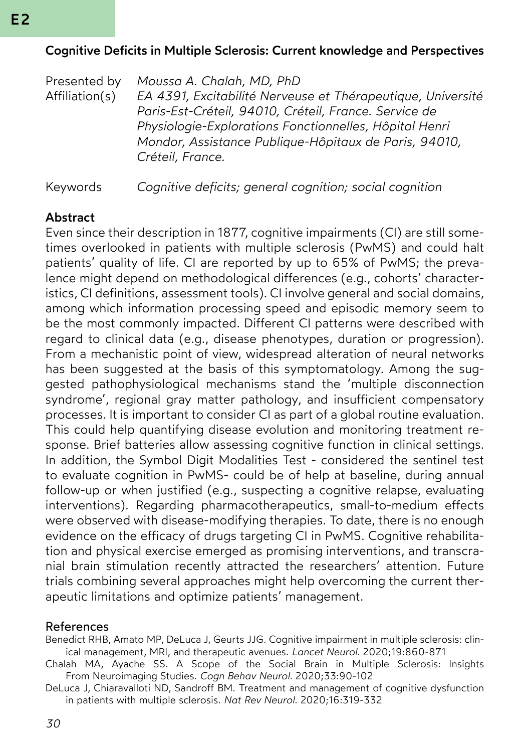E2

## Cognitive Deficits in Multiple Sclerosis: Current knowledge and Perspectives

Presented by *Moussa A. Chalah, MD, PhD*

Affiliation(s) *EA 4391, Excitabilité Nerveuse et Thérapeutique, Université Paris-Est-Créteil, 94010, Créteil, France. Service de Physiologie-Explorations Fonctionnelles, Hôpital Henri Mondor, Assistance Publique-Hôpitaux de Paris, 94010, Créteil, France.*

Keywords *Cognitive deficits; general cognition; social cognition*

### Abstract

Even since their description in 1877, cognitive impairments (CI) are still sometimes overlooked in patients with multiple sclerosis (PwMS) and could halt patients' quality of life. CI are reported by up to 65% of PwMS; the prevalence might depend on methodological differences (e.g., cohorts' characteristics, CI definitions, assessment tools). CI involve general and social domains, among which information processing speed and episodic memory seem to be the most commonly impacted. Different CI patterns were described with regard to clinical data (e.g., disease phenotypes, duration or progression). From a mechanistic point of view, widespread alteration of neural networks has been suggested at the basis of this symptomatology. Among the suggested pathophysiological mechanisms stand the 'multiple disconnection syndrome', regional gray matter pathology, and insufficient compensatory processes. It is important to consider CI as part of a global routine evaluation. This could help quantifying disease evolution and monitoring treatment response. Brief batteries allow assessing cognitive function in clinical settings. In addition, the Symbol Digit Modalities Test - considered the sentinel test to evaluate cognition in PwMS- could be of help at baseline, during annual follow-up or when justified (e.g., suspecting a cognitive relapse, evaluating interventions). Regarding pharmacotherapeutics, small-to-medium effects were observed with disease-modifying therapies. To date, there is no enough evidence on the efficacy of drugs targeting CI in PwMS. Cognitive rehabilitation and physical exercise emerged as promising interventions, and transcranial brain stimulation recently attracted the researchers' attention. Future trials combining several approaches might help overcoming the current therapeutic limitations and optimize patients' management.

### References

Benedict RHB, Amato MP, DeLuca J, Geurts JJG. Cognitive impairment in multiple sclerosis: clinical management, MRI, and therapeutic avenues. *Lancet Neurol.* 2020;19:860-871

Chalah MA, Ayache SS. A Scope of the Social Brain in Multiple Sclerosis: Insights From Neuroimaging Studies. *Cogn Behav Neurol.* 2020;33:90-102

DeLuca J, Chiaravalloti ND, Sandroff BM. Treatment and management of cognitive dysfunction in patients with multiple sclerosis. *Nat Rev Neurol.* 2020;16:319-332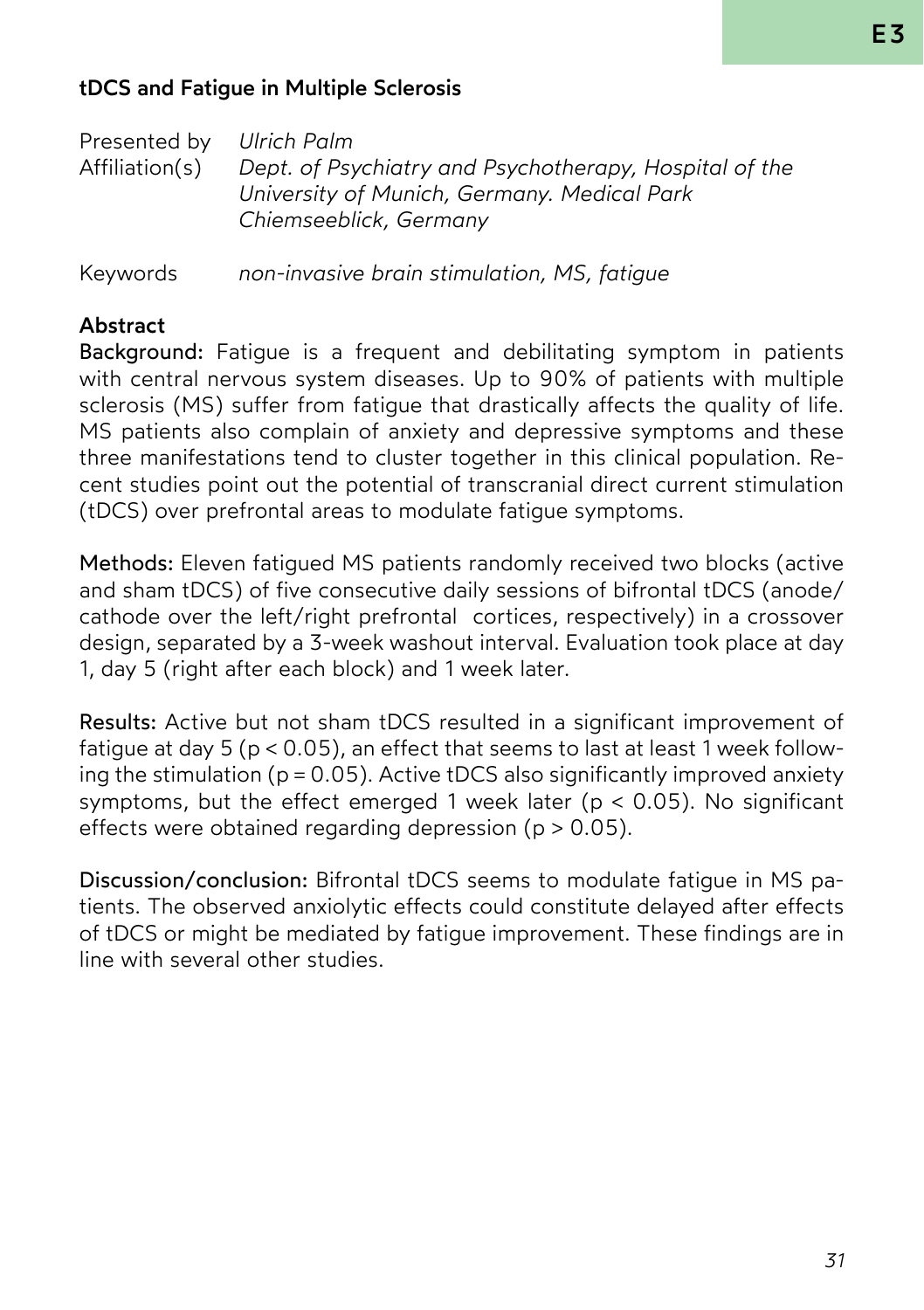## tDCS and Fatigue in Multiple Sclerosis

Presented by *Ulrich Palm*
Affiliation(s) *Dept. of Psychiatry and Psychotherapy, Hospital of the University of Munich, Germany. Medical Park Chiemseeblick, Germany*

Keywords *non-invasive brain stimulation, MS, fatigue*

### Abstract

**Background:** Fatigue is a frequent and debilitating symptom in patients with central nervous system diseases. Up to 90% of patients with multiple sclerosis (MS) suffer from fatigue that drastically affects the quality of life. MS patients also complain of anxiety and depressive symptoms and these three manifestations tend to cluster together in this clinical population. Recent studies point out the potential of transcranial direct current stimulation (tDCS) over prefrontal areas to modulate fatigue symptoms.

**Methods:** Eleven fatigued MS patients randomly received two blocks (active and sham tDCS) of five consecutive daily sessions of bifrontal tDCS (anode/cathode over the left/right prefrontal cortices, respectively) in a crossover design, separated by a 3-week washout interval. Evaluation took place at day 1, day 5 (right after each block) and 1 week later.

**Results:** Active but not sham tDCS resulted in a significant improvement of fatigue at day 5 ($p < 0.05$), an effect that seems to last at least 1 week following the stimulation ($p = 0.05$). Active tDCS also significantly improved anxiety symptoms, but the effect emerged 1 week later ($p < 0.05$). No significant effects were obtained regarding depression ($p > 0.05$).

**Discussion/conclusion:** Bifrontal tDCS seems to modulate fatigue in MS patients. The observed anxiolytic effects could constitute delayed after effects of tDCS or might be mediated by fatigue improvement. These findings are in line with several other studies.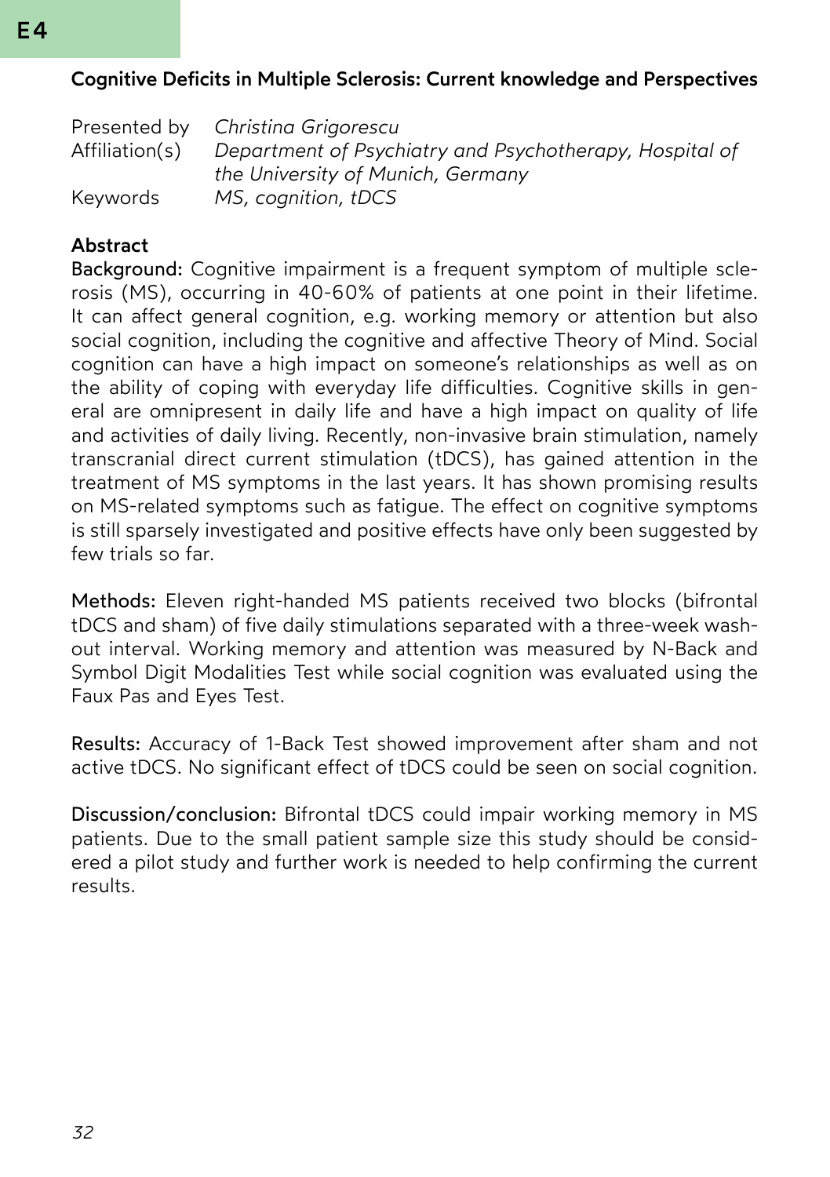E4

## Cognitive Deficits in Multiple Sclerosis: Current knowledge and Perspectives

Presented by *Christina Grigorescu*
Affiliation(s) *Department of Psychiatry and Psychotherapy, Hospital of the University of Munich, Germany*
Keywords *MS, cognition, tDCS*

### Abstract

**Background:** Cognitive impairment is a frequent symptom of multiple sclerosis (MS), occurring in 40-60% of patients at one point in their lifetime. It can affect general cognition, e.g. working memory or attention but also social cognition, including the cognitive and affective Theory of Mind. Social cognition can have a high impact on someone's relationships as well as on the ability of coping with everyday life difficulties. Cognitive skills in general are omnipresent in daily life and have a high impact on quality of life and activities of daily living. Recently, non-invasive brain stimulation, namely transcranial direct current stimulation (tDCS), has gained attention in the treatment of MS symptoms in the last years. It has shown promising results on MS-related symptoms such as fatigue. The effect on cognitive symptoms is still sparsely investigated and positive effects have only been suggested by few trials so far.

**Methods:** Eleven right-handed MS patients received two blocks (bifrontal tDCS and sham) of five daily stimulations separated with a three-week washout interval. Working memory and attention was measured by N-Back and Symbol Digit Modalities Test while social cognition was evaluated using the Faux Pas and Eyes Test.

**Results:** Accuracy of 1-Back Test showed improvement after sham and not active tDCS. No significant effect of tDCS could be seen on social cognition.

**Discussion/conclusion:** Bifrontal tDCS could impair working memory in MS patients. Due to the small patient sample size this study should be considered a pilot study and further work is needed to help confirming the current results.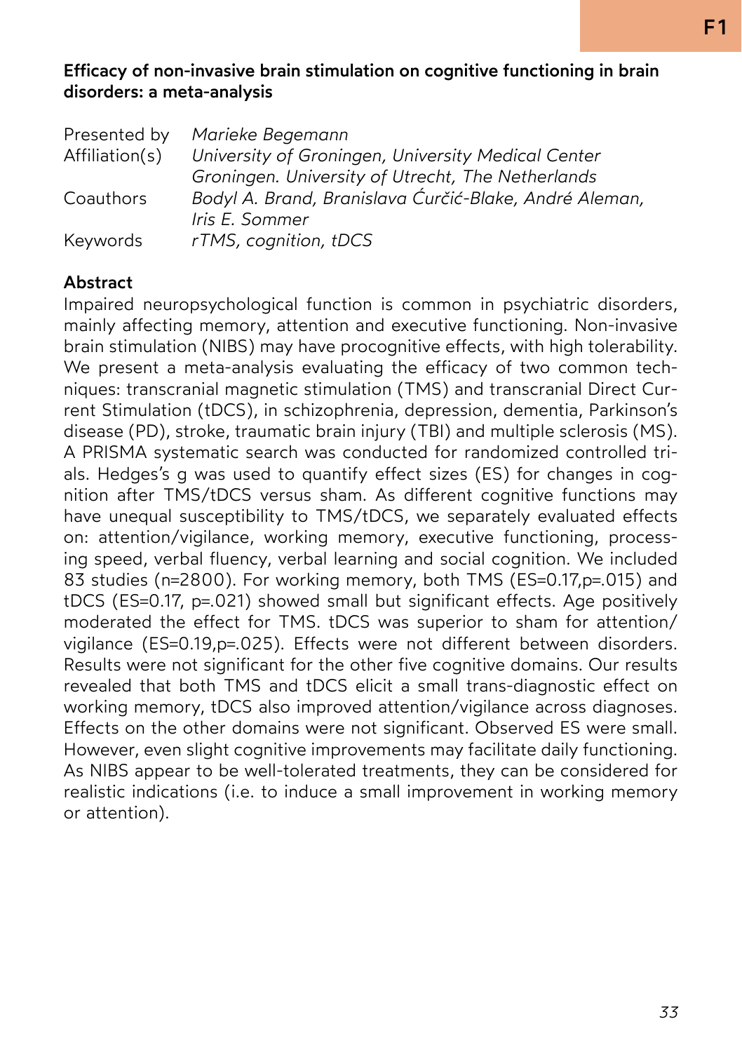F1

## Efficacy of non-invasive brain stimulation on cognitive functioning in brain disorders: a meta-analysis

| | |
|---|---|
| Presented by | *Marieke Begemann* |
| Affiliation(s) | *University of Groningen, University Medical Center Groningen. University of Utrecht, The Netherlands* |
| Coauthors | *Bodyl A. Brand, Branislava Ćurčić-Blake, André Aleman, Iris E. Sommer* |
| Keywords | *rTMS, cognition, tDCS* |

### Abstract

Impaired neuropsychological function is common in psychiatric disorders, mainly affecting memory, attention and executive functioning. Non-invasive brain stimulation (NIBS) may have procognitive effects, with high tolerability. We present a meta-analysis evaluating the efficacy of two common techniques: transcranial magnetic stimulation (TMS) and transcranial Direct Current Stimulation (tDCS), in schizophrenia, depression, dementia, Parkinson's disease (PD), stroke, traumatic brain injury (TBI) and multiple sclerosis (MS). A PRISMA systematic search was conducted for randomized controlled trials. Hedges's g was used to quantify effect sizes (ES) for changes in cognition after TMS/tDCS versus sham. As different cognitive functions may have unequal susceptibility to TMS/tDCS, we separately evaluated effects on: attention/vigilance, working memory, executive functioning, processing speed, verbal fluency, verbal learning and social cognition. We included 83 studies (n=2800). For working memory, both TMS (ES=0.17,p=.015) and tDCS (ES=0.17, p=.021) showed small but significant effects. Age positively moderated the effect for TMS. tDCS was superior to sham for attention/vigilance (ES=0.19,p=.025). Effects were not different between disorders. Results were not significant for the other five cognitive domains. Our results revealed that both TMS and tDCS elicit a small trans-diagnostic effect on working memory, tDCS also improved attention/vigilance across diagnoses. Effects on the other domains were not significant. Observed ES were small. However, even slight cognitive improvements may facilitate daily functioning. As NIBS appear to be well-tolerated treatments, they can be considered for realistic indications (i.e. to induce a small improvement in working memory or attention).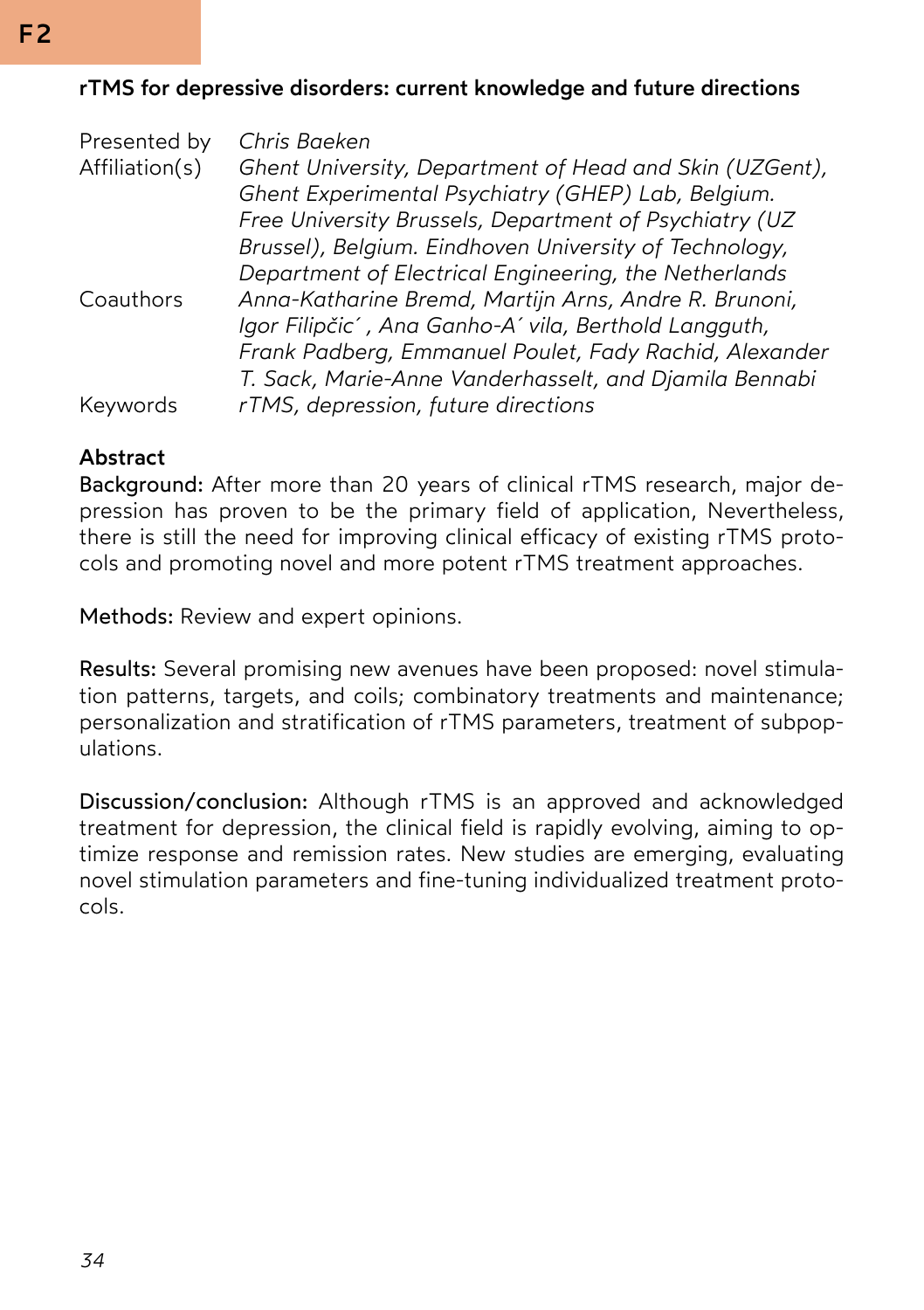F2

## rTMS for depressive disorders: current knowledge and future directions

Presented by *Chris Baeken*

Affiliation(s) *Ghent University, Department of Head and Skin (UZGent), Ghent Experimental Psychiatry (GHEP) Lab, Belgium. Free University Brussels, Department of Psychiatry (UZ Brussel), Belgium. Eindhoven University of Technology, Department of Electrical Engineering, the Netherlands*

Coauthors *Anna-Katharine Bremd, Martijn Arns, Andre R. Brunoni, Igor Filipčic´, Ana Ganho-A´vila, Berthold Langguth, Frank Padberg, Emmanuel Poulet, Fady Rachid, Alexander T. Sack, Marie-Anne Vanderhasselt, and Djamila Bennabi*

Keywords *rTMS, depression, future directions*

### Abstract

**Background:** After more than 20 years of clinical rTMS research, major depression has proven to be the primary field of application, Nevertheless, there is still the need for improving clinical efficacy of existing rTMS protocols and promoting novel and more potent rTMS treatment approaches.

**Methods:** Review and expert opinions.

**Results:** Several promising new avenues have been proposed: novel stimulation patterns, targets, and coils; combinatory treatments and maintenance; personalization and stratification of rTMS parameters, treatment of subpopulations.

**Discussion/conclusion:** Although rTMS is an approved and acknowledged treatment for depression, the clinical field is rapidly evolving, aiming to optimize response and remission rates. New studies are emerging, evaluating novel stimulation parameters and fine-tuning individualized treatment protocols.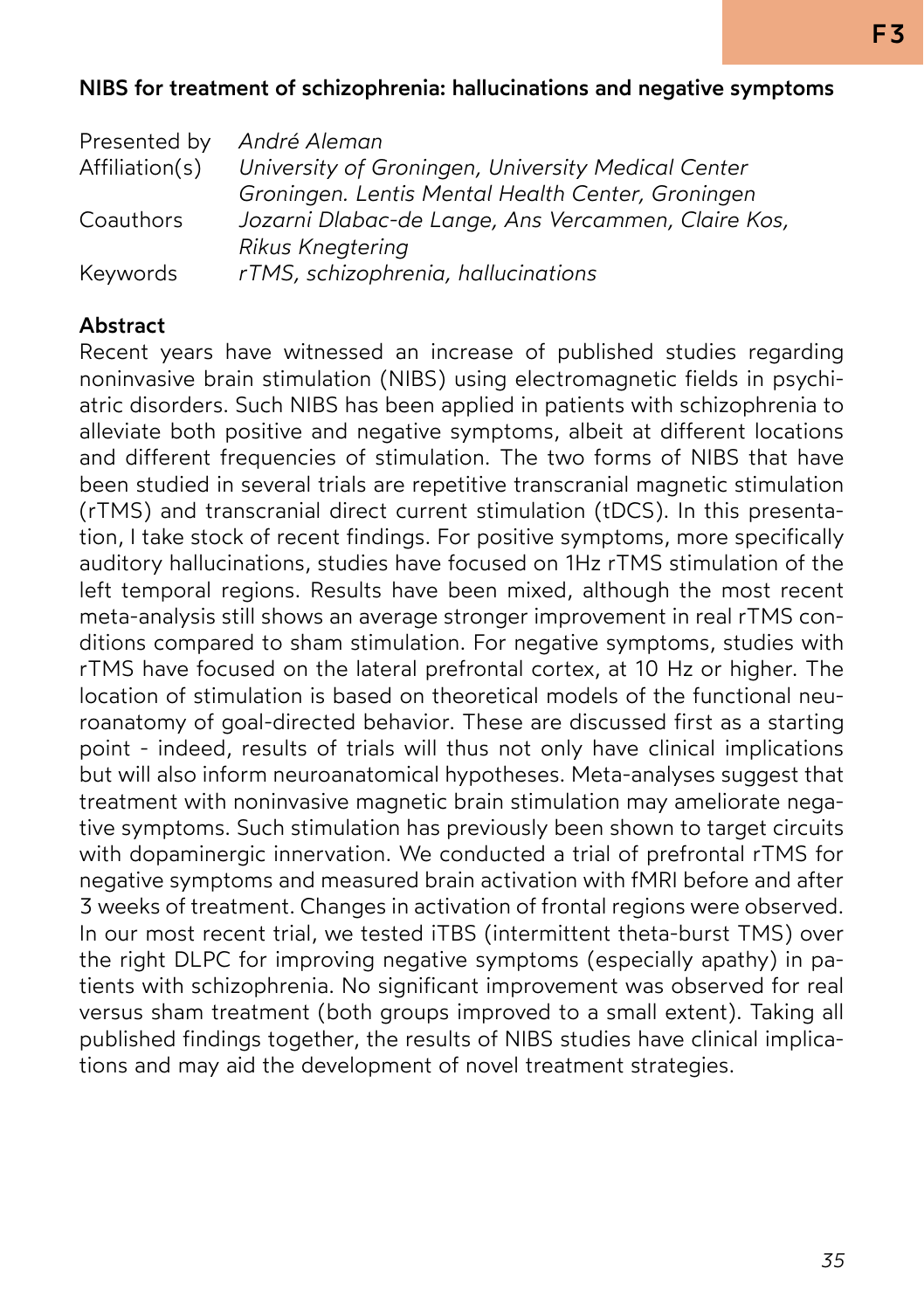### NIBS for treatment of schizophrenia: hallucinations and negative symptoms

| | |
|---|---|
| Presented by | *André Aleman* |
| Affiliation(s) | *University of Groningen, University Medical Center Groningen. Lentis Mental Health Center, Groningen* |
| Coauthors | *Jozarni Dlabac-de Lange, Ans Vercammen, Claire Kos, Rikus Knegtering* |
| Keywords | *rTMS, schizophrenia, hallucinations* |

**Abstract**

Recent years have witnessed an increase of published studies regarding noninvasive brain stimulation (NIBS) using electromagnetic fields in psychiatric disorders. Such NIBS has been applied in patients with schizophrenia to alleviate both positive and negative symptoms, albeit at different locations and different frequencies of stimulation. The two forms of NIBS that have been studied in several trials are repetitive transcranial magnetic stimulation (rTMS) and transcranial direct current stimulation (tDCS). In this presentation, I take stock of recent findings. For positive symptoms, more specifically auditory hallucinations, studies have focused on 1Hz rTMS stimulation of the left temporal regions. Results have been mixed, although the most recent meta-analysis still shows an average stronger improvement in real rTMS conditions compared to sham stimulation. For negative symptoms, studies with rTMS have focused on the lateral prefrontal cortex, at 10 Hz or higher. The location of stimulation is based on theoretical models of the functional neuroanatomy of goal-directed behavior. These are discussed first as a starting point - indeed, results of trials will thus not only have clinical implications but will also inform neuroanatomical hypotheses. Meta-analyses suggest that treatment with noninvasive magnetic brain stimulation may ameliorate negative symptoms. Such stimulation has previously been shown to target circuits with dopaminergic innervation. We conducted a trial of prefrontal rTMS for negative symptoms and measured brain activation with fMRI before and after 3 weeks of treatment. Changes in activation of frontal regions were observed. In our most recent trial, we tested iTBS (intermittent theta-burst TMS) over the right DLPC for improving negative symptoms (especially apathy) in patients with schizophrenia. No significant improvement was observed for real versus sham treatment (both groups improved to a small extent). Taking all published findings together, the results of NIBS studies have clinical implications and may aid the development of novel treatment strategies.